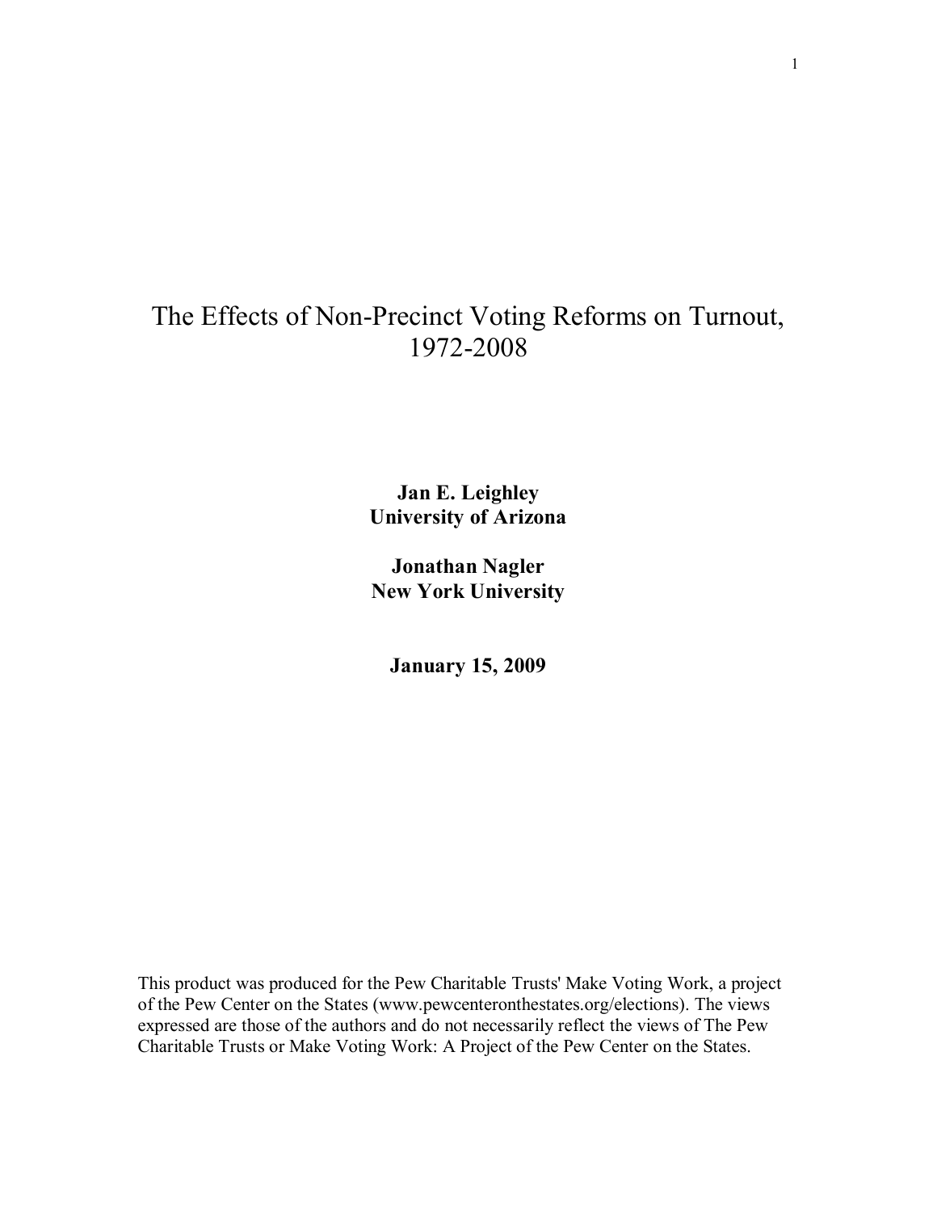# The Effects of Non-Precinct Voting Reforms on Turnout, 1972-2008

**Jan E. Leighley**
**University of Arizona**

**Jonathan Nagler**
**New York University**

**January 15, 2009**

This product was produced for the Pew Charitable Trusts' Make Voting Work, a project of the Pew Center on the States (www.pewcenteronthestates.org/elections). The views expressed are those of the authors and do not necessarily reflect the views of The Pew Charitable Trusts or Make Voting Work: A Project of the Pew Center on the States.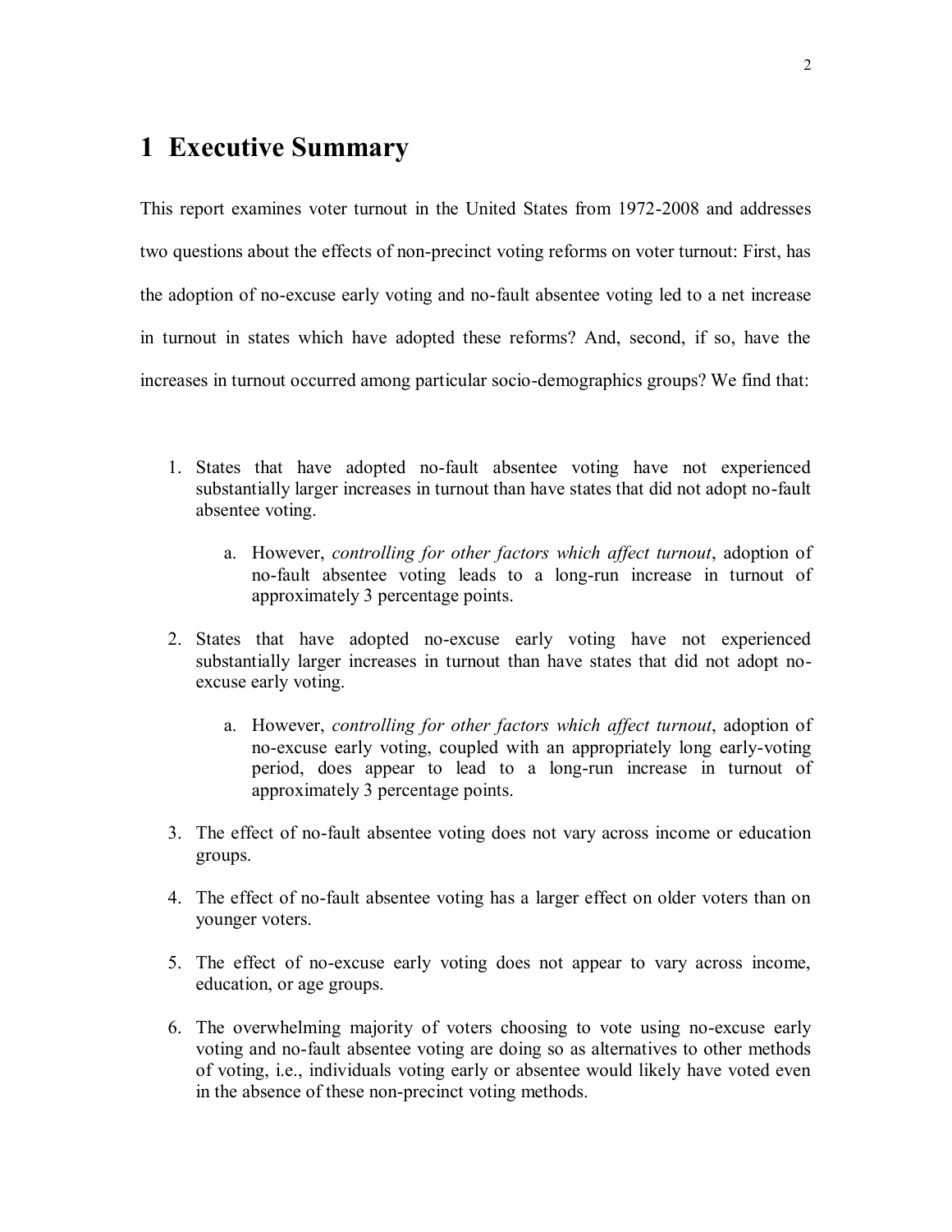# 1 Executive Summary

This report examines voter turnout in the United States from 1972-2008 and addresses two questions about the effects of non-precinct voting reforms on voter turnout: First, has the adoption of no-excuse early voting and no-fault absentee voting led to a net increase in turnout in states which have adopted these reforms? And, second, if so, have the increases in turnout occurred among particular socio-demographics groups? We find that:

1. States that have adopted no-fault absentee voting have not experienced substantially larger increases in turnout than have states that did not adopt no-fault absentee voting.
    a. However, *controlling for other factors which affect turnout*, adoption of no-fault absentee voting leads to a long-run increase in turnout of approximately 3 percentage points.
2. States that have adopted no-excuse early voting have not experienced substantially larger increases in turnout than have states that did not adopt no-excuse early voting.
    a. However, *controlling for other factors which affect turnout*, adoption of no-excuse early voting, coupled with an appropriately long early-voting period, does appear to lead to a long-run increase in turnout of approximately 3 percentage points.
3. The effect of no-fault absentee voting does not vary across income or education groups.
4. The effect of no-fault absentee voting has a larger effect on older voters than on younger voters.
5. The effect of no-excuse early voting does not appear to vary across income, education, or age groups.
6. The overwhelming majority of voters choosing to vote using no-excuse early voting and no-fault absentee voting are doing so as alternatives to other methods of voting, i.e., individuals voting early or absentee would likely have voted even in the absence of these non-precinct voting methods.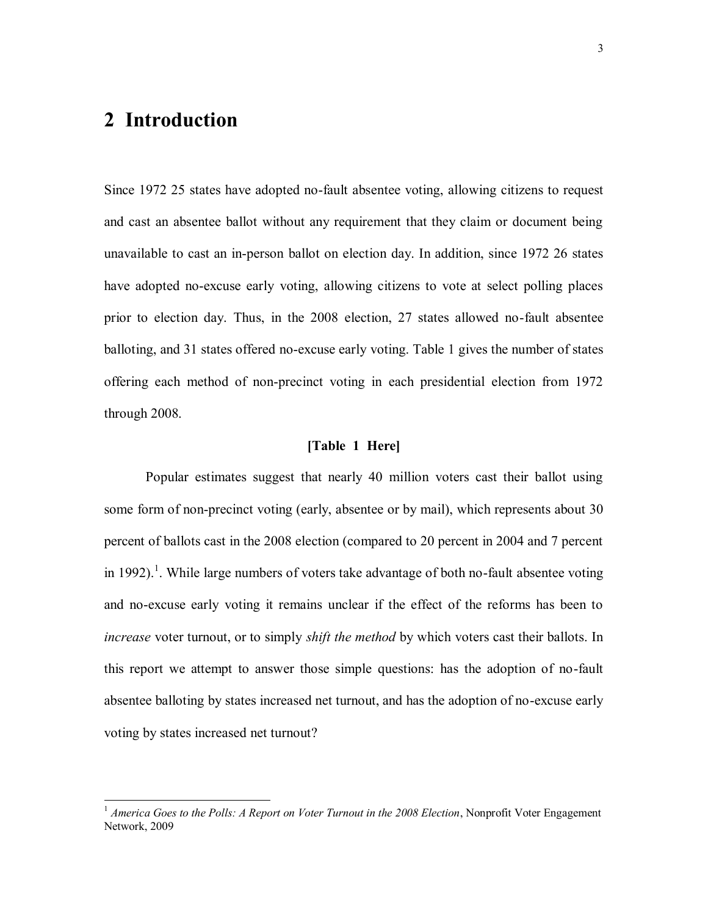## 2 Introduction

Since 1972 25 states have adopted no-fault absentee voting, allowing citizens to request and cast an absentee ballot without any requirement that they claim or document being unavailable to cast an in-person ballot on election day. In addition, since 1972 26 states have adopted no-excuse early voting, allowing citizens to vote at select polling places prior to election day. Thus, in the 2008 election, 27 states allowed no-fault absentee balloting, and 31 states offered no-excuse early voting. Table 1 gives the number of states offering each method of non-precinct voting in each presidential election from 1972 through 2008.

**[Table 1 Here]**

Popular estimates suggest that nearly 40 million voters cast their ballot using some form of non-precinct voting (early, absentee or by mail), which represents about 30 percent of ballots cast in the 2008 election (compared to 20 percent in 2004 and 7 percent in 1992).[1]. While large numbers of voters take advantage of both no-fault absentee voting and no-excuse early voting it remains unclear if the effect of the reforms has been to *increase* voter turnout, or to simply *shift the method* by which voters cast their ballots. In this report we attempt to answer those simple questions: has the adoption of no-fault absentee balloting by states increased net turnout, and has the adoption of no-excuse early voting by states increased net turnout?

---

[1] *America Goes to the Polls: A Report on Voter Turnout in the 2008 Election*, Nonprofit Voter Engagement Network, 2009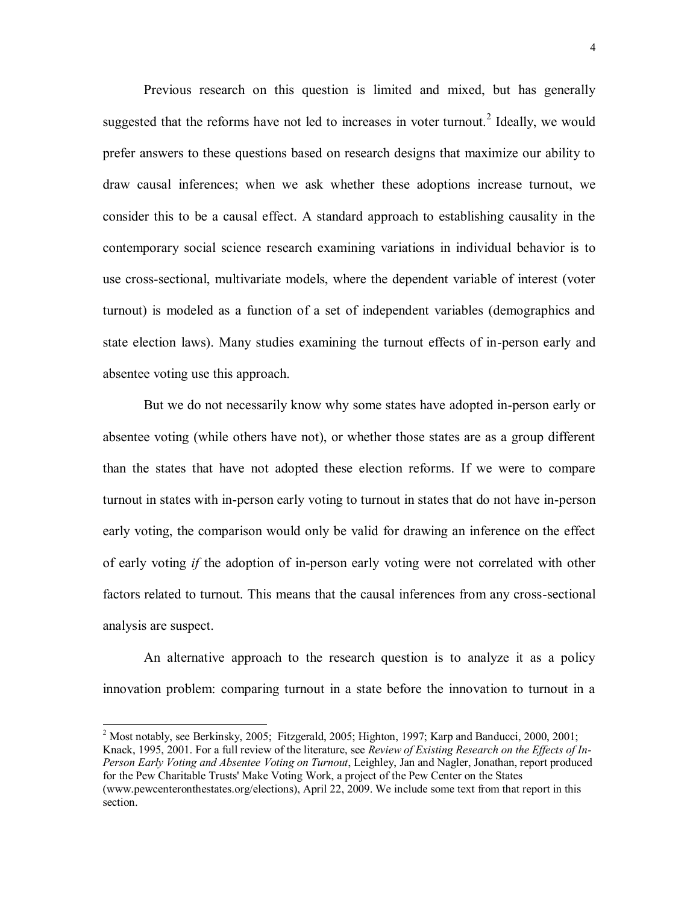Previous research on this question is limited and mixed, but has generally suggested that the reforms have not led to increases in voter turnout.[2] Ideally, we would prefer answers to these questions based on research designs that maximize our ability to draw causal inferences; when we ask whether these adoptions increase turnout, we consider this to be a causal effect. A standard approach to establishing causality in the contemporary social science research examining variations in individual behavior is to use cross-sectional, multivariate models, where the dependent variable of interest (voter turnout) is modeled as a function of a set of independent variables (demographics and state election laws). Many studies examining the turnout effects of in-person early and absentee voting use this approach.

But we do not necessarily know why some states have adopted in-person early or absentee voting (while others have not), or whether those states are as a group different than the states that have not adopted these election reforms. If we were to compare turnout in states with in-person early voting to turnout in states that do not have in-person early voting, the comparison would only be valid for drawing an inference on the effect of early voting *if* the adoption of in-person early voting were not correlated with other factors related to turnout. This means that the causal inferences from any cross-sectional analysis are suspect.

An alternative approach to the research question is to analyze it as a policy innovation problem: comparing turnout in a state before the innovation to turnout in a

[2] Most notably, see Berkinsky, 2005; Fitzgerald, 2005; Highton, 1997; Karp and Banducci, 2000, 2001; Knack, 1995, 2001. For a full review of the literature, see *Review of Existing Research on the Effects of In-Person Early Voting and Absentee Voting on Turnout*, Leighley, Jan and Nagler, Jonathan, report produced for the Pew Charitable Trusts' Make Voting Work, a project of the Pew Center on the States (www.pewcenteronthestates.org/elections), April 22, 2009. We include some text from that report in this section.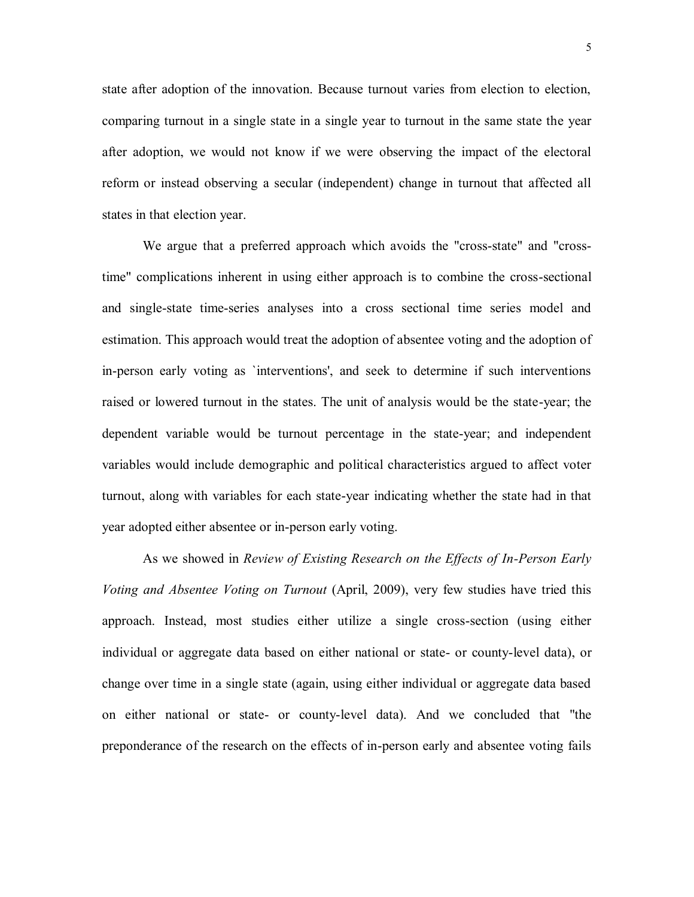state after adoption of the innovation. Because turnout varies from election to election, comparing turnout in a single state in a single year to turnout in the same state the year after adoption, we would not know if we were observing the impact of the electoral reform or instead observing a secular (independent) change in turnout that affected all states in that election year.

We argue that a preferred approach which avoids the "cross-state" and "cross-time" complications inherent in using either approach is to combine the cross-sectional and single-state time-series analyses into a cross sectional time series model and estimation. This approach would treat the adoption of absentee voting and the adoption of in-person early voting as `interventions', and seek to determine if such interventions raised or lowered turnout in the states. The unit of analysis would be the state-year; the dependent variable would be turnout percentage in the state-year; and independent variables would include demographic and political characteristics argued to affect voter turnout, along with variables for each state-year indicating whether the state had in that year adopted either absentee or in-person early voting.

As we showed in *Review of Existing Research on the Effects of In-Person Early Voting and Absentee Voting on Turnout* (April, 2009), very few studies have tried this approach. Instead, most studies either utilize a single cross-section (using either individual or aggregate data based on either national or state- or county-level data), or change over time in a single state (again, using either individual or aggregate data based on either national or state- or county-level data). And we concluded that "the preponderance of the research on the effects of in-person early and absentee voting fails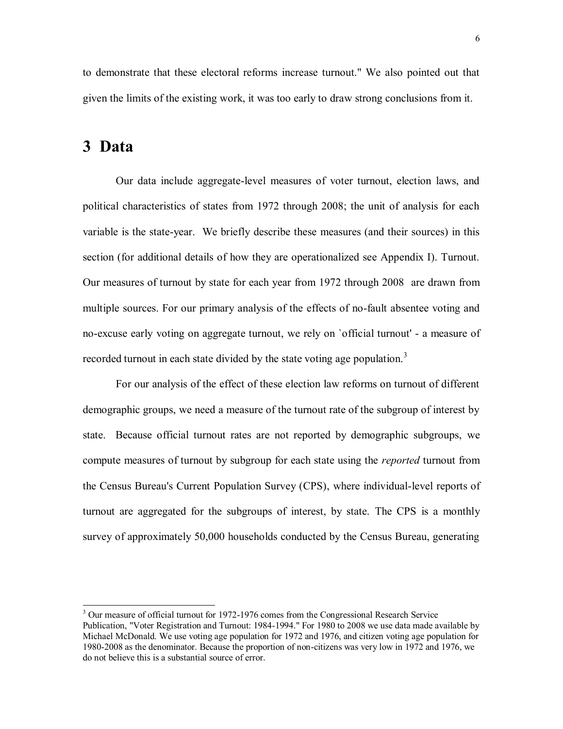to demonstrate that these electoral reforms increase turnout." We also pointed out that given the limits of the existing work, it was too early to draw strong conclusions from it.

# 3 Data

Our data include aggregate-level measures of voter turnout, election laws, and political characteristics of states from 1972 through 2008; the unit of analysis for each variable is the state-year. We briefly describe these measures (and their sources) in this section (for additional details of how they are operationalized see Appendix I). Turnout. Our measures of turnout by state for each year from 1972 through 2008 are drawn from multiple sources. For our primary analysis of the effects of no-fault absentee voting and no-excuse early voting on aggregate turnout, we rely on `official turnout' - a measure of recorded turnout in each state divided by the state voting age population.[3]

For our analysis of the effect of these election law reforms on turnout of different demographic groups, we need a measure of the turnout rate of the subgroup of interest by state. Because official turnout rates are not reported by demographic subgroups, we compute measures of turnout by subgroup for each state using the *reported* turnout from the Census Bureau's Current Population Survey (CPS), where individual-level reports of turnout are aggregated for the subgroups of interest, by state. The CPS is a monthly survey of approximately 50,000 households conducted by the Census Bureau, generating

[3] Our measure of official turnout for 1972-1976 comes from the Congressional Research Service Publication, "Voter Registration and Turnout: 1984-1994." For 1980 to 2008 we use data made available by Michael McDonald. We use voting age population for 1972 and 1976, and citizen voting age population for 1980-2008 as the denominator. Because the proportion of non-citizens was very low in 1972 and 1976, we do not believe this is a substantial source of error.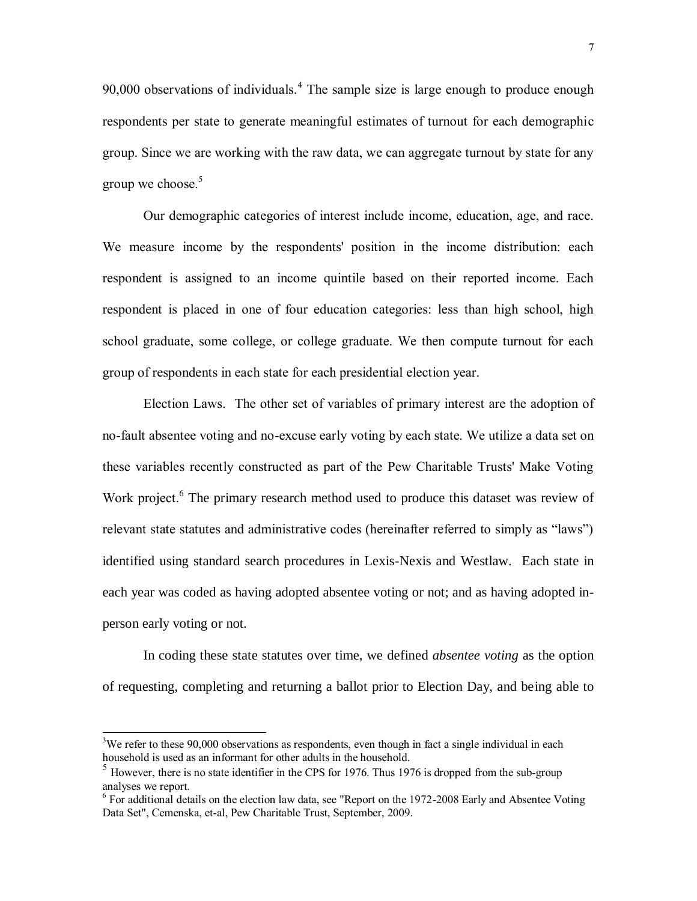90,000 observations of individuals.[4] The sample size is large enough to produce enough respondents per state to generate meaningful estimates of turnout for each demographic group. Since we are working with the raw data, we can aggregate turnout by state for any group we choose.[5]

Our demographic categories of interest include income, education, age, and race. We measure income by the respondents' position in the income distribution: each respondent is assigned to an income quintile based on their reported income. Each respondent is placed in one of four education categories: less than high school, high school graduate, some college, or college graduate. We then compute turnout for each group of respondents in each state for each presidential election year.

Election Laws. The other set of variables of primary interest are the adoption of no-fault absentee voting and no-excuse early voting by each state. We utilize a data set on these variables recently constructed as part of the Pew Charitable Trusts' Make Voting Work project.[6] The primary research method used to produce this dataset was review of relevant state statutes and administrative codes (hereinafter referred to simply as "laws") identified using standard search procedures in Lexis-Nexis and Westlaw. Each state in each year was coded as having adopted absentee voting or not; and as having adopted in-person early voting or not.

In coding these state statutes over time, we defined *absentee voting* as the option of requesting, completing and returning a ballot prior to Election Day, and being able to

---

[3]We refer to these 90,000 observations as respondents, even though in fact a single individual in each household is used as an informant for other adults in the household.

[5] However, there is no state identifier in the CPS for 1976. Thus 1976 is dropped from the sub-group analyses we report.

[6] For additional details on the election law data, see "Report on the 1972-2008 Early and Absentee Voting Data Set", Cemenska, et-al, Pew Charitable Trust, September, 2009.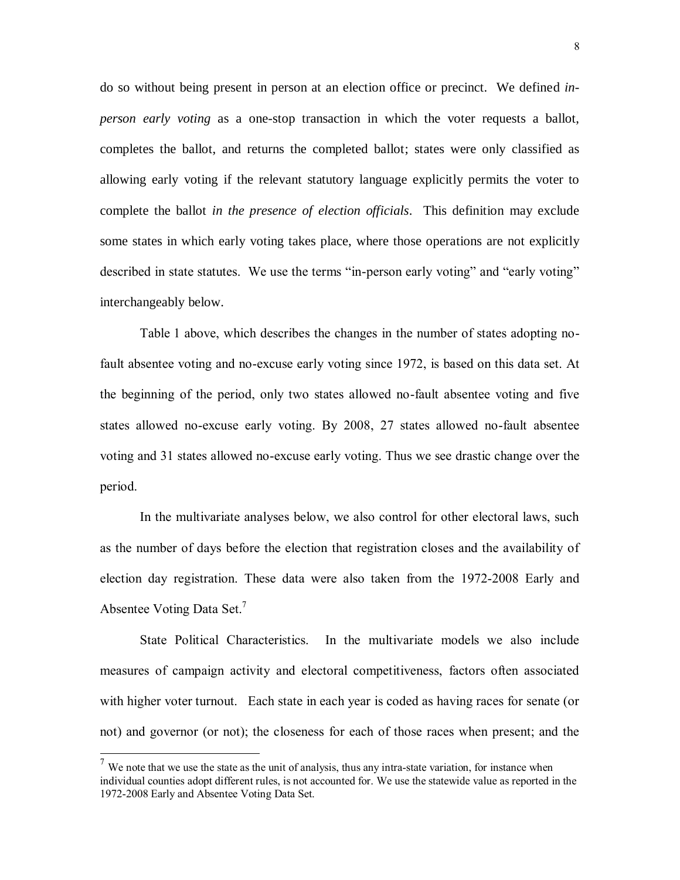do so without being present in person at an election office or precinct. We defined *in-person early voting* as a one-stop transaction in which the voter requests a ballot, completes the ballot, and returns the completed ballot; states were only classified as allowing early voting if the relevant statutory language explicitly permits the voter to complete the ballot *in the presence of election officials*. This definition may exclude some states in which early voting takes place, where those operations are not explicitly described in state statutes. We use the terms "in-person early voting" and "early voting" interchangeably below.

Table 1 above, which describes the changes in the number of states adopting no-fault absentee voting and no-excuse early voting since 1972, is based on this data set. At the beginning of the period, only two states allowed no-fault absentee voting and five states allowed no-excuse early voting. By 2008, 27 states allowed no-fault absentee voting and 31 states allowed no-excuse early voting. Thus we see drastic change over the period.

In the multivariate analyses below, we also control for other electoral laws, such as the number of days before the election that registration closes and the availability of election day registration. These data were also taken from the 1972-2008 Early and Absentee Voting Data Set.[7]

State Political Characteristics. In the multivariate models we also include measures of campaign activity and electoral competitiveness, factors often associated with higher voter turnout. Each state in each year is coded as having races for senate (or not) and governor (or not); the closeness for each of those races when present; and the

[7] We note that we use the state as the unit of analysis, thus any intra-state variation, for instance when individual counties adopt different rules, is not accounted for. We use the statewide value as reported in the 1972-2008 Early and Absentee Voting Data Set.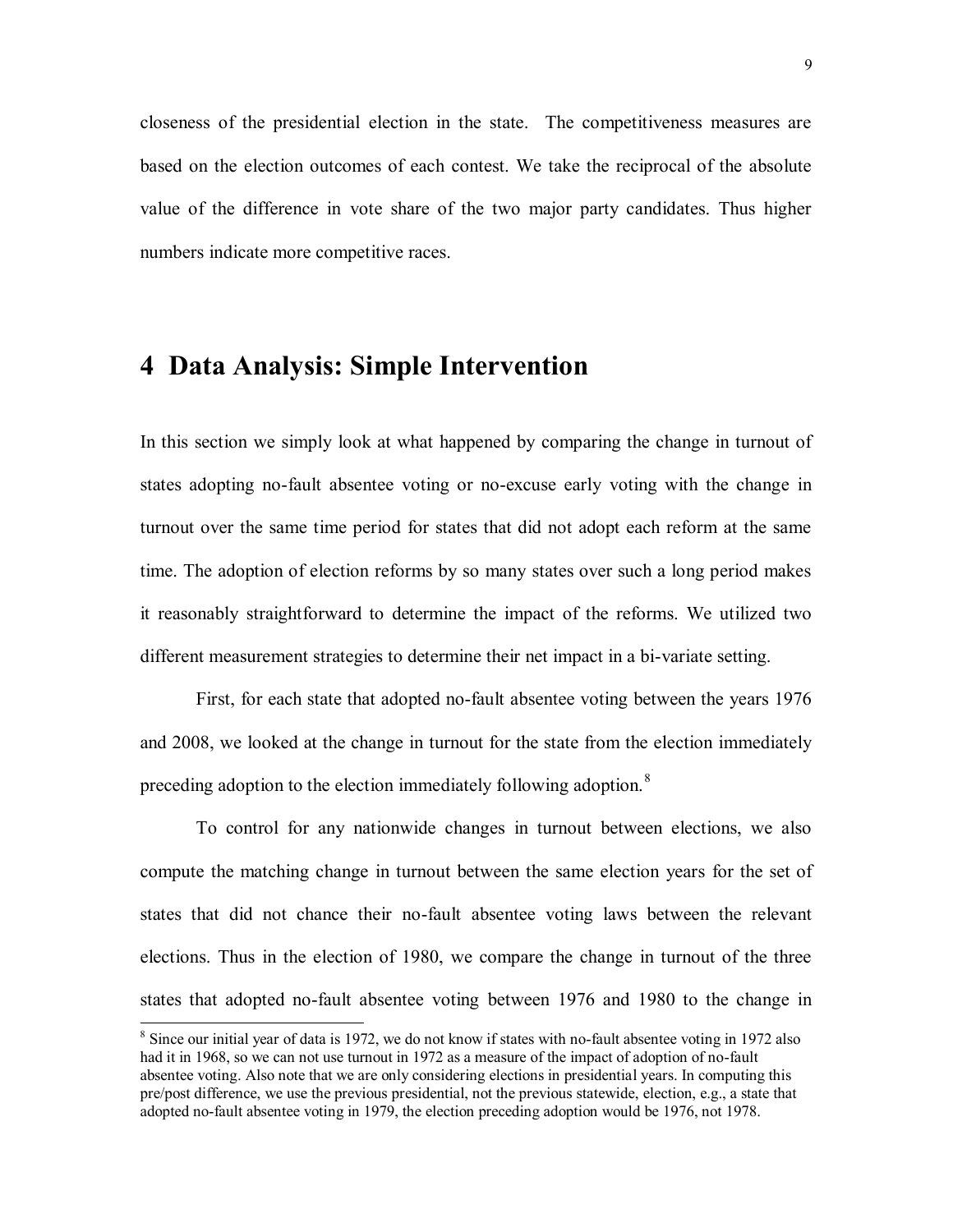closeness of the presidential election in the state. The competitiveness measures are based on the election outcomes of each contest. We take the reciprocal of the absolute value of the difference in vote share of the two major party candidates. Thus higher numbers indicate more competitive races.

# 4 Data Analysis: Simple Intervention

In this section we simply look at what happened by comparing the change in turnout of states adopting no-fault absentee voting or no-excuse early voting with the change in turnout over the same time period for states that did not adopt each reform at the same time. The adoption of election reforms by so many states over such a long period makes it reasonably straightforward to determine the impact of the reforms. We utilized two different measurement strategies to determine their net impact in a bi-variate setting.

First, for each state that adopted no-fault absentee voting between the years 1976 and 2008, we looked at the change in turnout for the state from the election immediately preceding adoption to the election immediately following adoption.[8]

To control for any nationwide changes in turnout between elections, we also compute the matching change in turnout between the same election years for the set of states that did not chance their no-fault absentee voting laws between the relevant elections. Thus in the election of 1980, we compare the change in turnout of the three states that adopted no-fault absentee voting between 1976 and 1980 to the change in

[8] Since our initial year of data is 1972, we do not know if states with no-fault absentee voting in 1972 also had it in 1968, so we can not use turnout in 1972 as a measure of the impact of adoption of no-fault absentee voting. Also note that we are only considering elections in presidential years. In computing this pre/post difference, we use the previous presidential, not the previous statewide, election, e.g., a state that adopted no-fault absentee voting in 1979, the election preceding adoption would be 1976, not 1978.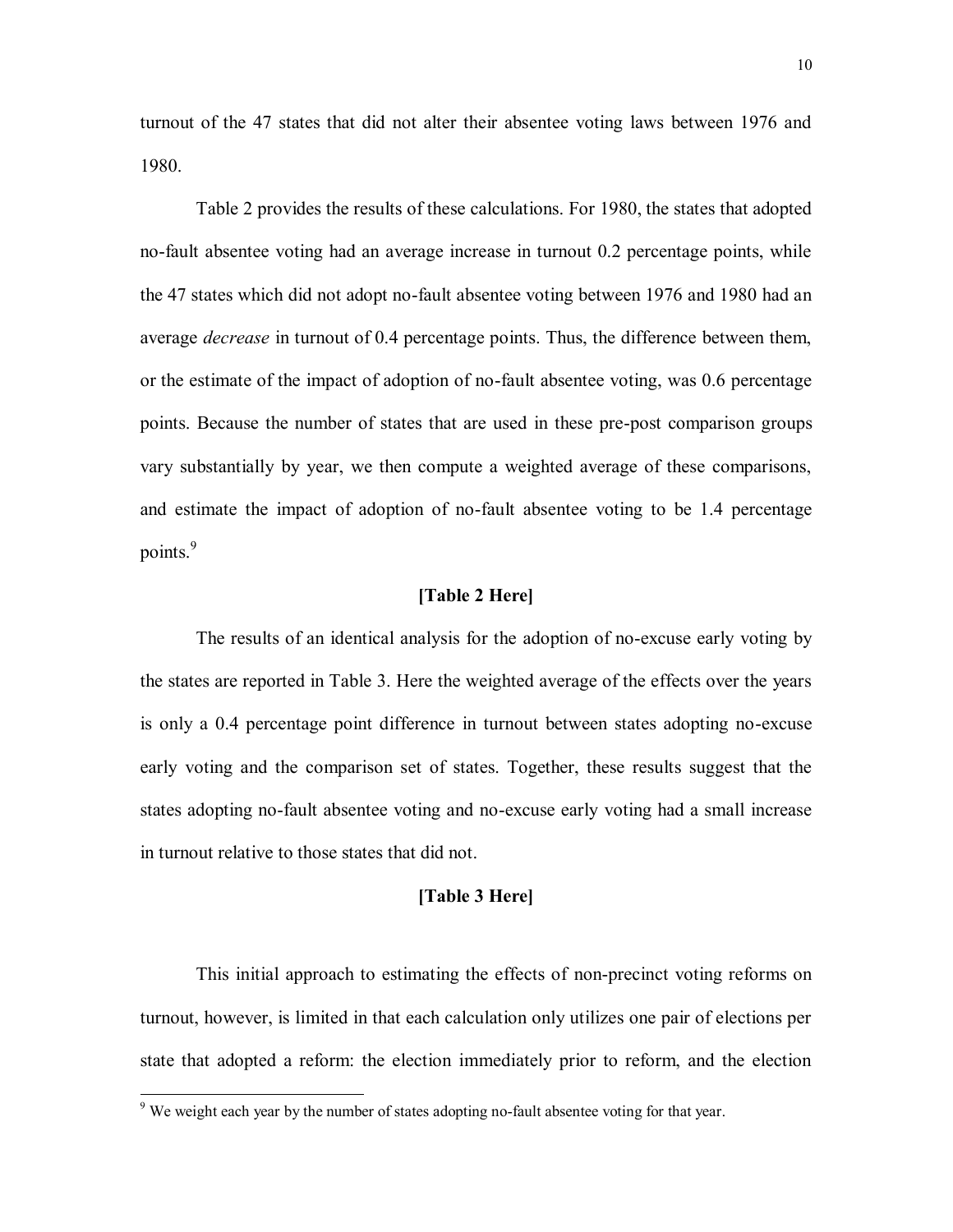turnout of the 47 states that did not alter their absentee voting laws between 1976 and 1980.

Table 2 provides the results of these calculations. For 1980, the states that adopted no-fault absentee voting had an average increase in turnout 0.2 percentage points, while the 47 states which did not adopt no-fault absentee voting between 1976 and 1980 had an average *decrease* in turnout of 0.4 percentage points. Thus, the difference between them, or the estimate of the impact of adoption of no-fault absentee voting, was 0.6 percentage points. Because the number of states that are used in these pre-post comparison groups vary substantially by year, we then compute a weighted average of these comparisons, and estimate the impact of adoption of no-fault absentee voting to be 1.4 percentage points.[9]

**[Table 2 Here]**

The results of an identical analysis for the adoption of no-excuse early voting by the states are reported in Table 3. Here the weighted average of the effects over the years is only a 0.4 percentage point difference in turnout between states adopting no-excuse early voting and the comparison set of states. Together, these results suggest that the states adopting no-fault absentee voting and no-excuse early voting had a small increase in turnout relative to those states that did not.

**[Table 3 Here]**

This initial approach to estimating the effects of non-precinct voting reforms on turnout, however, is limited in that each calculation only utilizes one pair of elections per state that adopted a reform: the election immediately prior to reform, and the election

[9] We weight each year by the number of states adopting no-fault absentee voting for that year.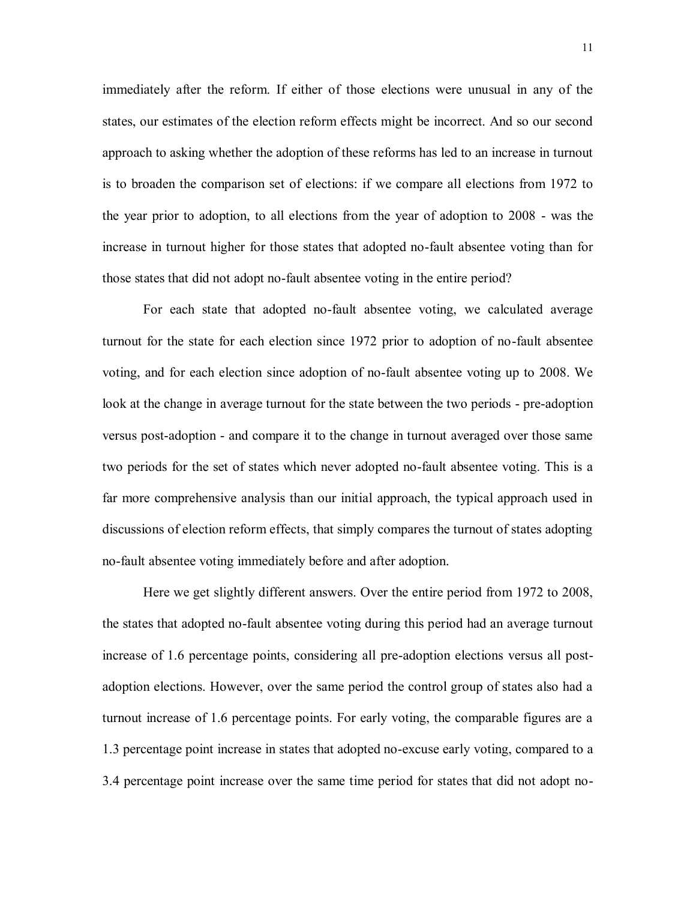immediately after the reform. If either of those elections were unusual in any of the states, our estimates of the election reform effects might be incorrect. And so our second approach to asking whether the adoption of these reforms has led to an increase in turnout is to broaden the comparison set of elections: if we compare all elections from 1972 to the year prior to adoption, to all elections from the year of adoption to 2008 - was the increase in turnout higher for those states that adopted no-fault absentee voting than for those states that did not adopt no-fault absentee voting in the entire period?

For each state that adopted no-fault absentee voting, we calculated average turnout for the state for each election since 1972 prior to adoption of no-fault absentee voting, and for each election since adoption of no-fault absentee voting up to 2008. We look at the change in average turnout for the state between the two periods - pre-adoption versus post-adoption - and compare it to the change in turnout averaged over those same two periods for the set of states which never adopted no-fault absentee voting. This is a far more comprehensive analysis than our initial approach, the typical approach used in discussions of election reform effects, that simply compares the turnout of states adopting no-fault absentee voting immediately before and after adoption.

Here we get slightly different answers. Over the entire period from 1972 to 2008, the states that adopted no-fault absentee voting during this period had an average turnout increase of 1.6 percentage points, considering all pre-adoption elections versus all post-adoption elections. However, over the same period the control group of states also had a turnout increase of 1.6 percentage points. For early voting, the comparable figures are a 1.3 percentage point increase in states that adopted no-excuse early voting, compared to a 3.4 percentage point increase over the same time period for states that did not adopt no-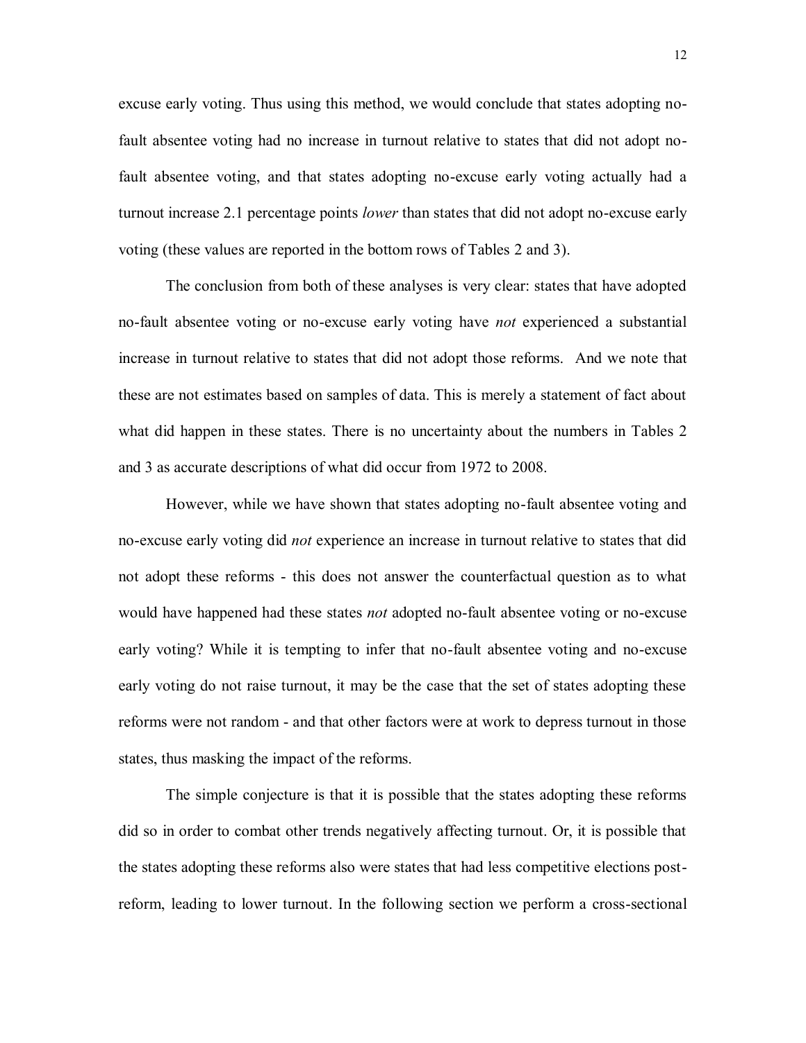excuse early voting. Thus using this method, we would conclude that states adopting no-fault absentee voting had no increase in turnout relative to states that did not adopt no-fault absentee voting, and that states adopting no-excuse early voting actually had a turnout increase 2.1 percentage points *lower* than states that did not adopt no-excuse early voting (these values are reported in the bottom rows of Tables 2 and 3).

The conclusion from both of these analyses is very clear: states that have adopted no-fault absentee voting or no-excuse early voting have *not* experienced a substantial increase in turnout relative to states that did not adopt those reforms. And we note that these are not estimates based on samples of data. This is merely a statement of fact about what did happen in these states. There is no uncertainty about the numbers in Tables 2 and 3 as accurate descriptions of what did occur from 1972 to 2008.

However, while we have shown that states adopting no-fault absentee voting and no-excuse early voting did *not* experience an increase in turnout relative to states that did not adopt these reforms - this does not answer the counterfactual question as to what would have happened had these states *not* adopted no-fault absentee voting or no-excuse early voting? While it is tempting to infer that no-fault absentee voting and no-excuse early voting do not raise turnout, it may be the case that the set of states adopting these reforms were not random - and that other factors were at work to depress turnout in those states, thus masking the impact of the reforms.

The simple conjecture is that it is possible that the states adopting these reforms did so in order to combat other trends negatively affecting turnout. Or, it is possible that the states adopting these reforms also were states that had less competitive elections post-reform, leading to lower turnout. In the following section we perform a cross-sectional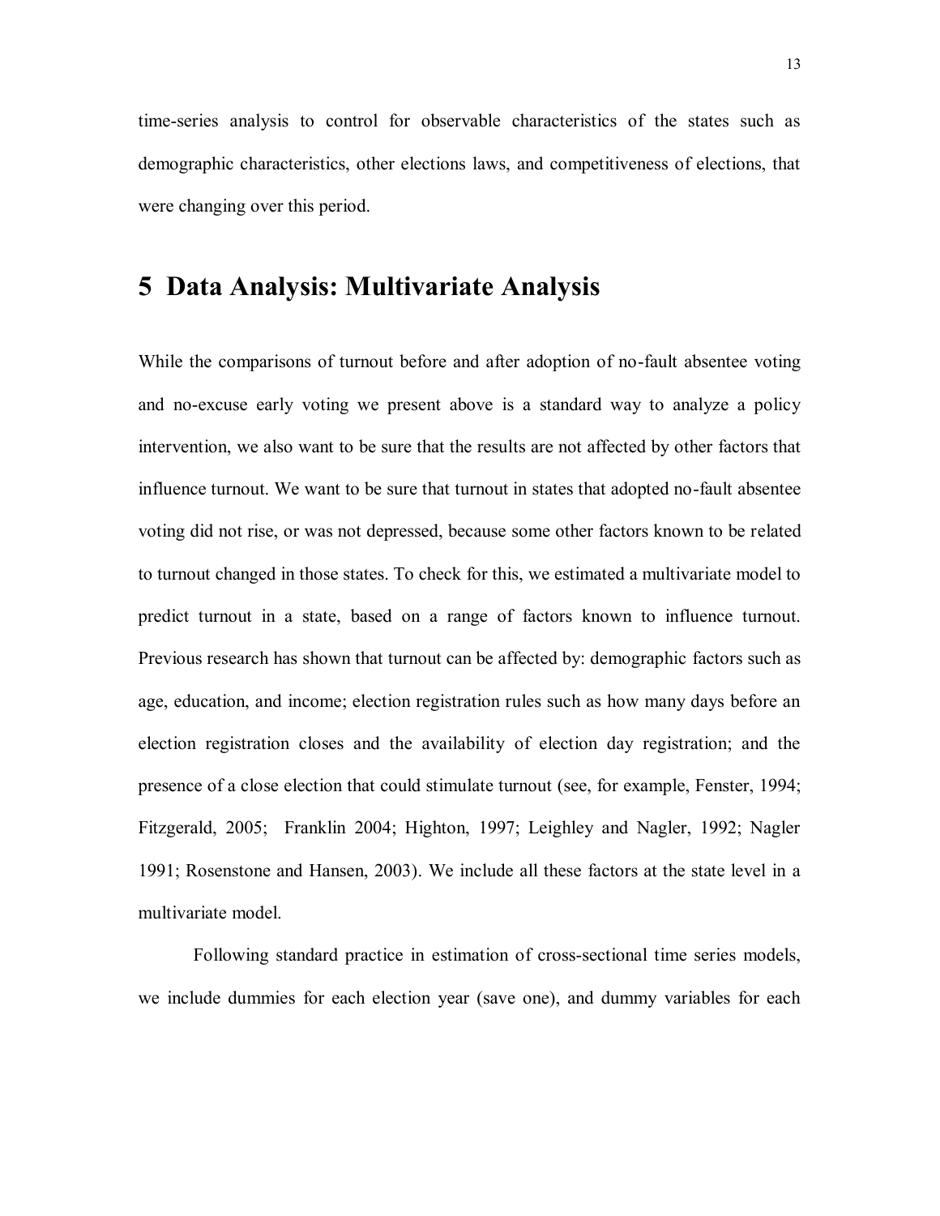time-series analysis to control for observable characteristics of the states such as demographic characteristics, other elections laws, and competitiveness of elections, that were changing over this period.

# 5 Data Analysis: Multivariate Analysis

While the comparisons of turnout before and after adoption of no-fault absentee voting and no-excuse early voting we present above is a standard way to analyze a policy intervention, we also want to be sure that the results are not affected by other factors that influence turnout. We want to be sure that turnout in states that adopted no-fault absentee voting did not rise, or was not depressed, because some other factors known to be related to turnout changed in those states. To check for this, we estimated a multivariate model to predict turnout in a state, based on a range of factors known to influence turnout. Previous research has shown that turnout can be affected by: demographic factors such as age, education, and income; election registration rules such as how many days before an election registration closes and the availability of election day registration; and the presence of a close election that could stimulate turnout (see, for example, Fenster, 1994; Fitzgerald, 2005; Franklin 2004; Highton, 1997; Leighley and Nagler, 1992; Nagler 1991; Rosenstone and Hansen, 2003). We include all these factors at the state level in a multivariate model.

Following standard practice in estimation of cross-sectional time series models, we include dummies for each election year (save one), and dummy variables for each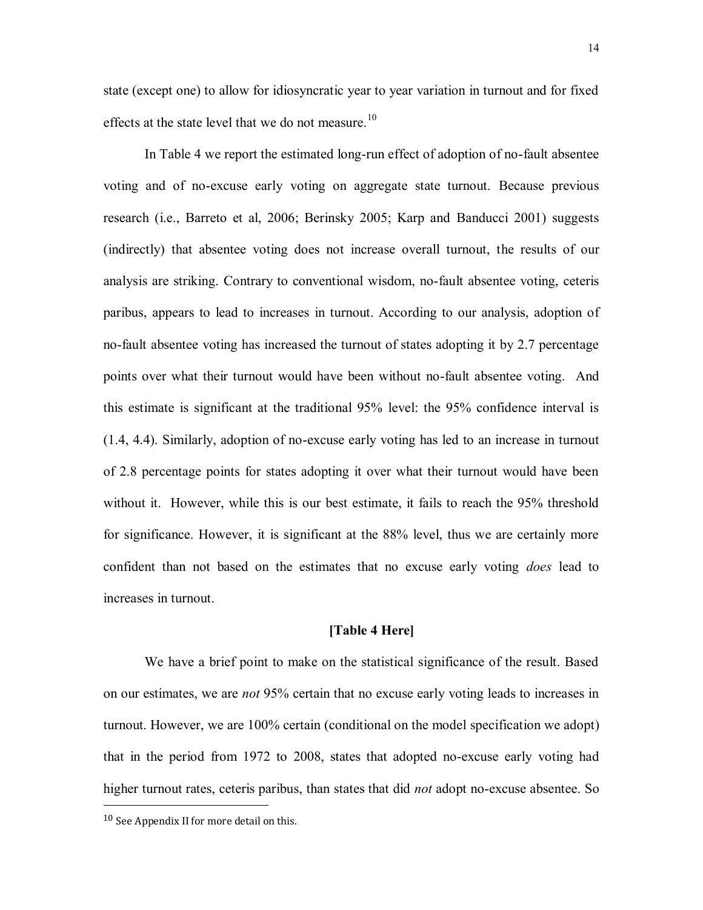state (except one) to allow for idiosyncratic year to year variation in turnout and for fixed effects at the state level that we do not measure.[10]

In Table 4 we report the estimated long-run effect of adoption of no-fault absentee voting and of no-excuse early voting on aggregate state turnout. Because previous research (i.e., Barreto et al, 2006; Berinsky 2005; Karp and Banducci 2001) suggests (indirectly) that absentee voting does not increase overall turnout, the results of our analysis are striking. Contrary to conventional wisdom, no-fault absentee voting, ceteris paribus, appears to lead to increases in turnout. According to our analysis, adoption of no-fault absentee voting has increased the turnout of states adopting it by 2.7 percentage points over what their turnout would have been without no-fault absentee voting. And this estimate is significant at the traditional 95% level: the 95% confidence interval is (1.4, 4.4). Similarly, adoption of no-excuse early voting has led to an increase in turnout of 2.8 percentage points for states adopting it over what their turnout would have been without it. However, while this is our best estimate, it fails to reach the 95% threshold for significance. However, it is significant at the 88% level, thus we are certainly more confident than not based on the estimates that no excuse early voting *does* lead to increases in turnout.

**[Table 4 Here]**

We have a brief point to make on the statistical significance of the result. Based on our estimates, we are *not* 95% certain that no excuse early voting leads to increases in turnout. However, we are 100% certain (conditional on the model specification we adopt) that in the period from 1972 to 2008, states that adopted no-excuse early voting had higher turnout rates, ceteris paribus, than states that did *not* adopt no-excuse absentee. So

[10] See Appendix II for more detail on this.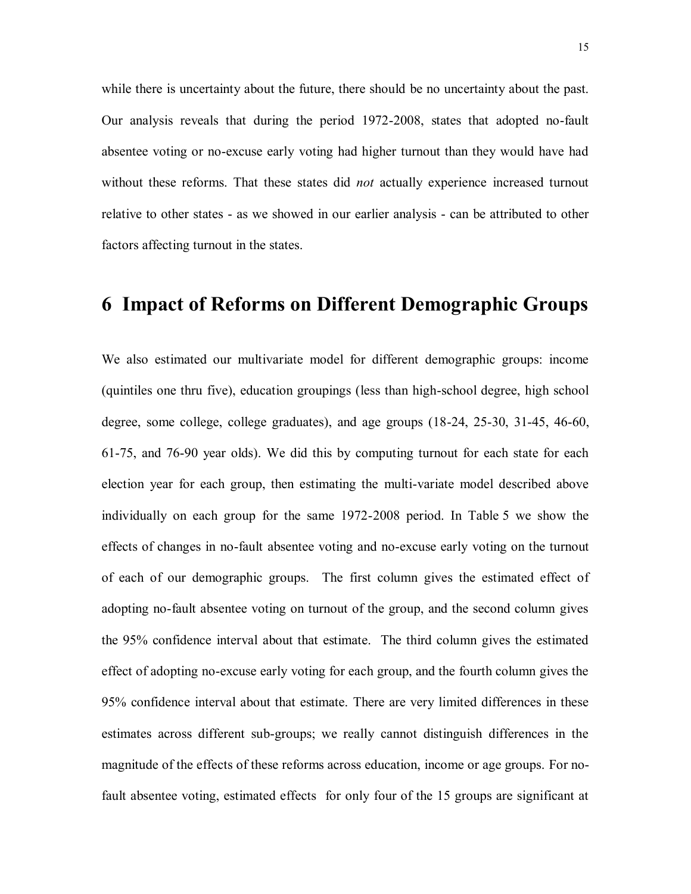while there is uncertainty about the future, there should be no uncertainty about the past. Our analysis reveals that during the period 1972-2008, states that adopted no-fault absentee voting or no-excuse early voting had higher turnout than they would have had without these reforms. That these states did *not* actually experience increased turnout relative to other states - as we showed in our earlier analysis - can be attributed to other factors affecting turnout in the states.

# 6 Impact of Reforms on Different Demographic Groups

We also estimated our multivariate model for different demographic groups: income (quintiles one thru five), education groupings (less than high-school degree, high school degree, some college, college graduates), and age groups (18-24, 25-30, 31-45, 46-60, 61-75, and 76-90 year olds). We did this by computing turnout for each state for each election year for each group, then estimating the multi-variate model described above individually on each group for the same 1972-2008 period. In Table 5 we show the effects of changes in no-fault absentee voting and no-excuse early voting on the turnout of each of our demographic groups. The first column gives the estimated effect of adopting no-fault absentee voting on turnout of the group, and the second column gives the 95% confidence interval about that estimate. The third column gives the estimated effect of adopting no-excuse early voting for each group, and the fourth column gives the 95% confidence interval about that estimate. There are very limited differences in these estimates across different sub-groups; we really cannot distinguish differences in the magnitude of the effects of these reforms across education, income or age groups. For no-fault absentee voting, estimated effects for only four of the 15 groups are significant at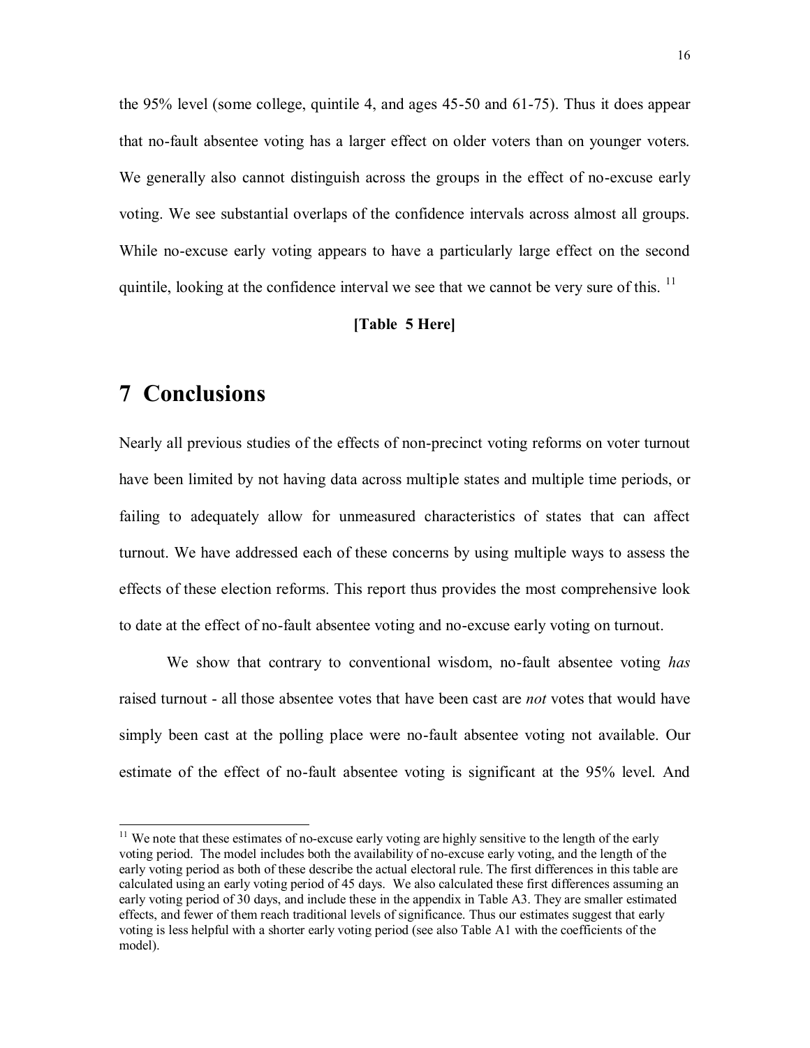the 95% level (some college, quintile 4, and ages 45-50 and 61-75). Thus it does appear that no-fault absentee voting has a larger effect on older voters than on younger voters. We generally also cannot distinguish across the groups in the effect of no-excuse early voting. We see substantial overlaps of the confidence intervals across almost all groups. While no-excuse early voting appears to have a particularly large effect on the second quintile, looking at the confidence interval we see that we cannot be very sure of this. [11]

**[Table 5 Here]**

# 7 Conclusions

Nearly all previous studies of the effects of non-precinct voting reforms on voter turnout have been limited by not having data across multiple states and multiple time periods, or failing to adequately allow for unmeasured characteristics of states that can affect turnout. We have addressed each of these concerns by using multiple ways to assess the effects of these election reforms. This report thus provides the most comprehensive look to date at the effect of no-fault absentee voting and no-excuse early voting on turnout.

We show that contrary to conventional wisdom, no-fault absentee voting *has* raised turnout - all those absentee votes that have been cast are *not* votes that would have simply been cast at the polling place were no-fault absentee voting not available. Our estimate of the effect of no-fault absentee voting is significant at the 95% level. And

[11] We note that these estimates of no-excuse early voting are highly sensitive to the length of the early voting period. The model includes both the availability of no-excuse early voting, and the length of the early voting period as both of these describe the actual electoral rule. The first differences in this table are calculated using an early voting period of 45 days. We also calculated these first differences assuming an early voting period of 30 days, and include these in the appendix in Table A3. They are smaller estimated effects, and fewer of them reach traditional levels of significance. Thus our estimates suggest that early voting is less helpful with a shorter early voting period (see also Table A1 with the coefficients of the model).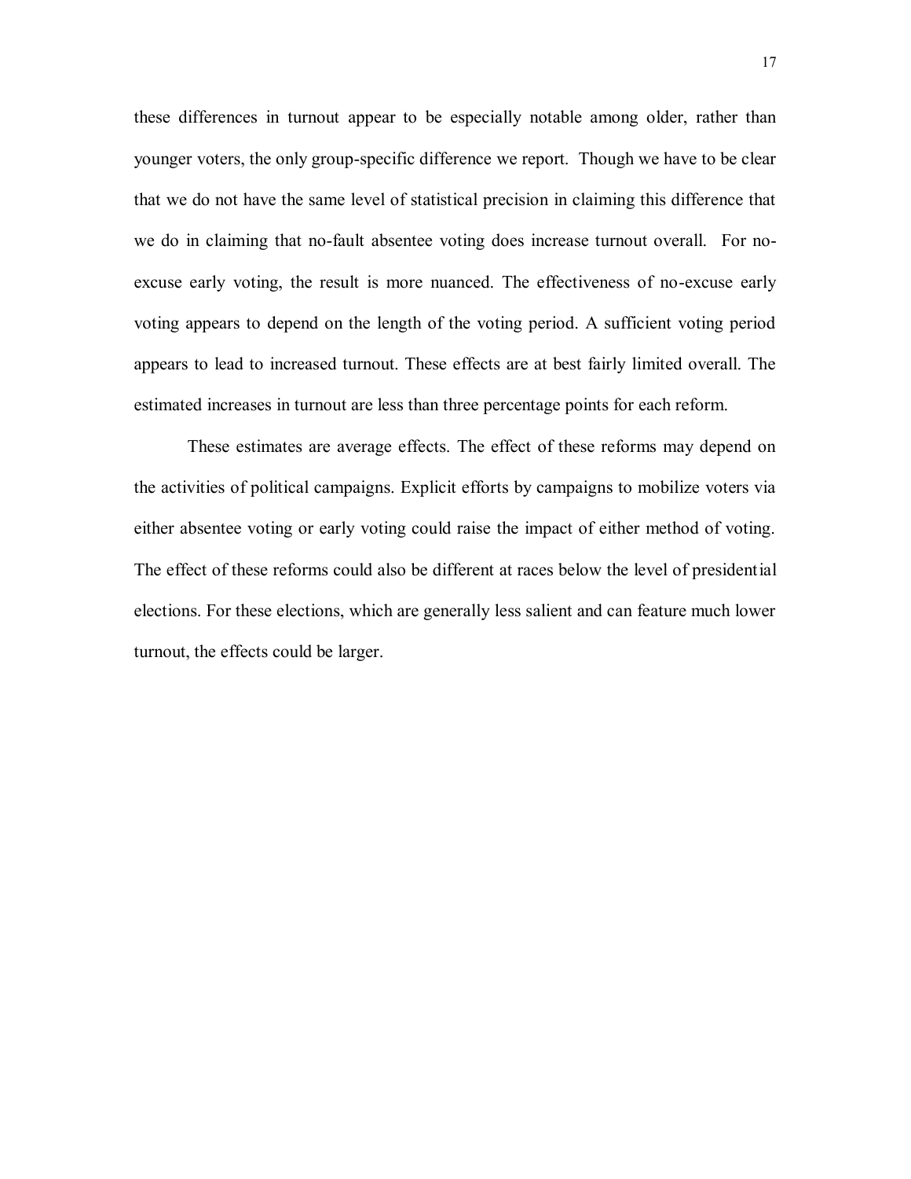these differences in turnout appear to be especially notable among older, rather than younger voters, the only group-specific difference we report. Though we have to be clear that we do not have the same level of statistical precision in claiming this difference that we do in claiming that no-fault absentee voting does increase turnout overall. For no-excuse early voting, the result is more nuanced. The effectiveness of no-excuse early voting appears to depend on the length of the voting period. A sufficient voting period appears to lead to increased turnout. These effects are at best fairly limited overall. The estimated increases in turnout are less than three percentage points for each reform.

These estimates are average effects. The effect of these reforms may depend on the activities of political campaigns. Explicit efforts by campaigns to mobilize voters via either absentee voting or early voting could raise the impact of either method of voting. The effect of these reforms could also be different at races below the level of presidential elections. For these elections, which are generally less salient and can feature much lower turnout, the effects could be larger.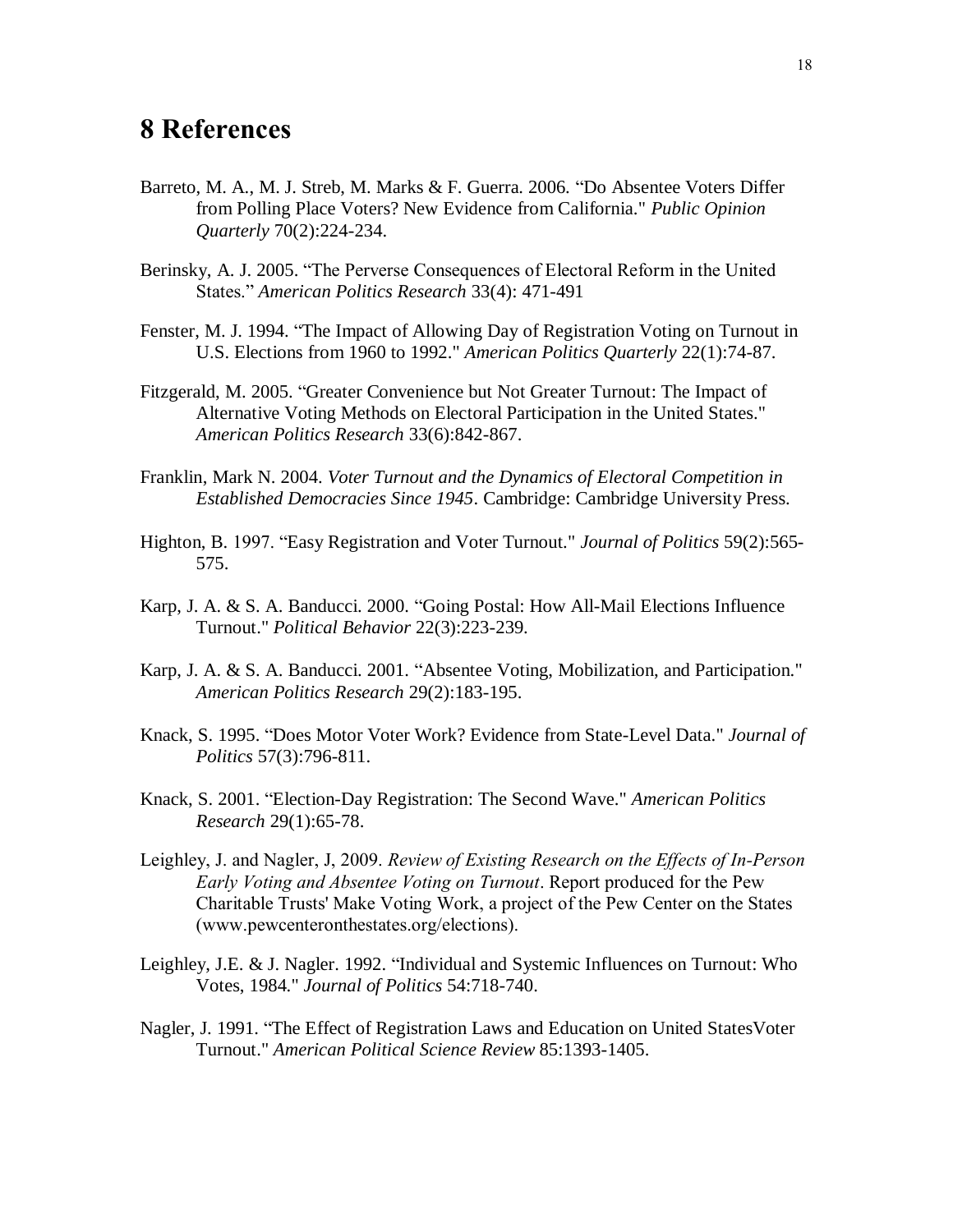## 8 References

Barreto, M. A., M. J. Streb, M. Marks & F. Guerra. 2006. "Do Absentee Voters Differ from Polling Place Voters? New Evidence from California." *Public Opinion Quarterly* 70(2):224-234.

Berinsky, A. J. 2005. "The Perverse Consequences of Electoral Reform in the United States." *American Politics Research* 33(4): 471-491

Fenster, M. J. 1994. "The Impact of Allowing Day of Registration Voting on Turnout in U.S. Elections from 1960 to 1992." *American Politics Quarterly* 22(1):74-87.

Fitzgerald, M. 2005. "Greater Convenience but Not Greater Turnout: The Impact of Alternative Voting Methods on Electoral Participation in the United States." *American Politics Research* 33(6):842-867.

Franklin, Mark N. 2004. *Voter Turnout and the Dynamics of Electoral Competition in Established Democracies Since 1945*. Cambridge: Cambridge University Press.

Highton, B. 1997. "Easy Registration and Voter Turnout." *Journal of Politics* 59(2):565-575.

Karp, J. A. & S. A. Banducci. 2000. "Going Postal: How All-Mail Elections Influence Turnout." *Political Behavior* 22(3):223-239.

Karp, J. A. & S. A. Banducci. 2001. "Absentee Voting, Mobilization, and Participation." *American Politics Research* 29(2):183-195.

Knack, S. 1995. "Does Motor Voter Work? Evidence from State-Level Data." *Journal of Politics* 57(3):796-811.

Knack, S. 2001. "Election-Day Registration: The Second Wave." *American Politics Research* 29(1):65-78.

Leighley, J. and Nagler, J, 2009. *Review of Existing Research on the Effects of In-Person Early Voting and Absentee Voting on Turnout*. Report produced for the Pew Charitable Trusts' Make Voting Work, a project of the Pew Center on the States (www.pewcenteronthestates.org/elections).

Leighley, J.E. & J. Nagler. 1992. "Individual and Systemic Influences on Turnout: Who Votes, 1984." *Journal of Politics* 54:718-740.

Nagler, J. 1991. "The Effect of Registration Laws and Education on United StatesVoter Turnout." *American Political Science Review* 85:1393-1405.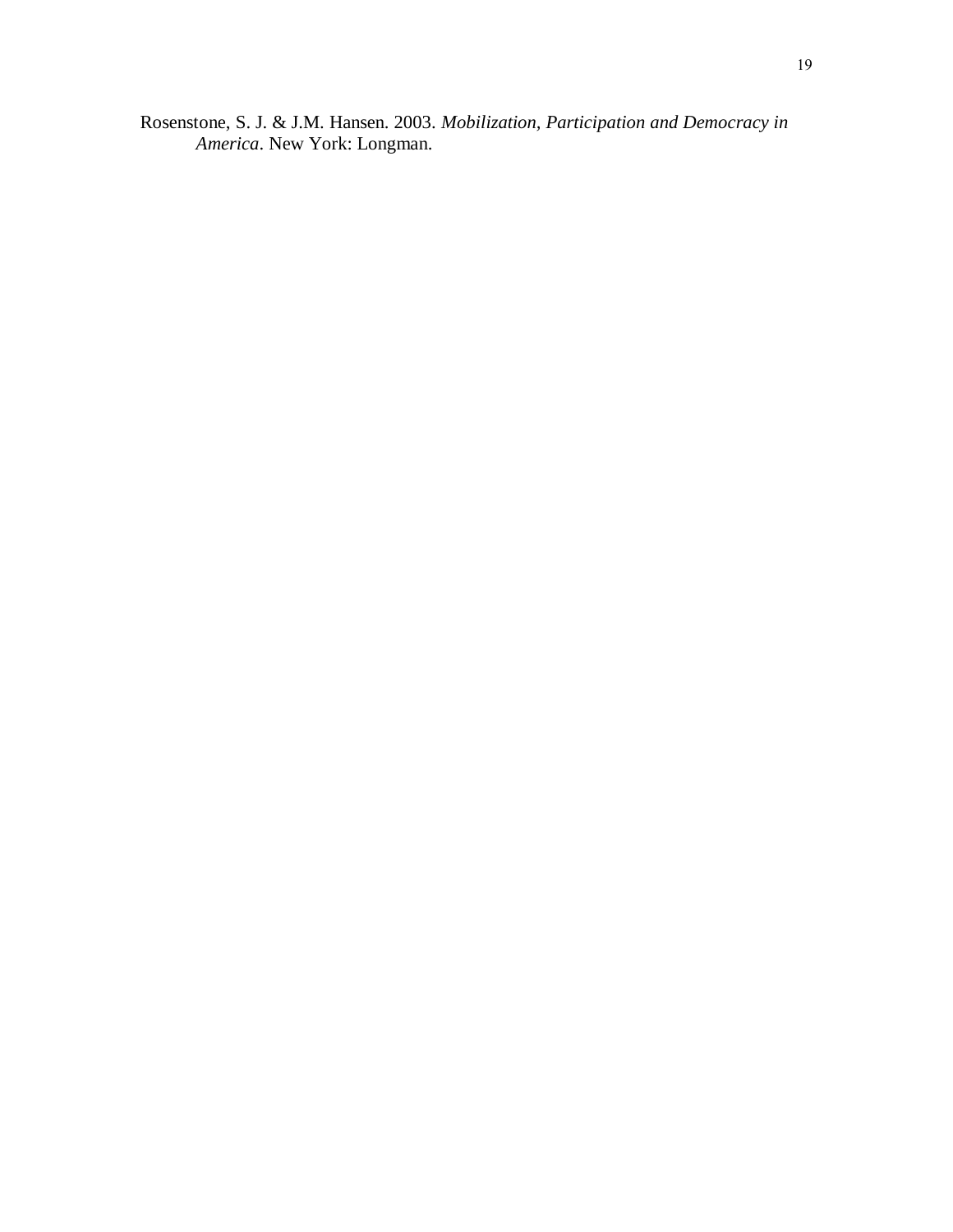Rosenstone, S. J. & J.M. Hansen. 2003. *Mobilization, Participation and Democracy in America*. New York: Longman.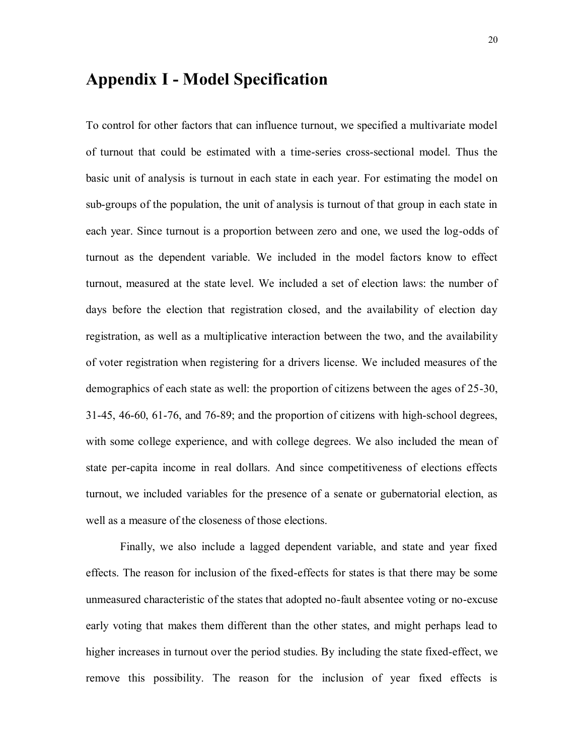# Appendix I - Model Specification

To control for other factors that can influence turnout, we specified a multivariate model of turnout that could be estimated with a time-series cross-sectional model. Thus the basic unit of analysis is turnout in each state in each year. For estimating the model on sub-groups of the population, the unit of analysis is turnout of that group in each state in each year. Since turnout is a proportion between zero and one, we used the log-odds of turnout as the dependent variable. We included in the model factors know to effect turnout, measured at the state level. We included a set of election laws: the number of days before the election that registration closed, and the availability of election day registration, as well as a multiplicative interaction between the two, and the availability of voter registration when registering for a drivers license. We included measures of the demographics of each state as well: the proportion of citizens between the ages of 25-30, 31-45, 46-60, 61-76, and 76-89; and the proportion of citizens with high-school degrees, with some college experience, and with college degrees. We also included the mean of state per-capita income in real dollars. And since competitiveness of elections effects turnout, we included variables for the presence of a senate or gubernatorial election, as well as a measure of the closeness of those elections.

Finally, we also include a lagged dependent variable, and state and year fixed effects. The reason for inclusion of the fixed-effects for states is that there may be some unmeasured characteristic of the states that adopted no-fault absentee voting or no-excuse early voting that makes them different than the other states, and might perhaps lead to higher increases in turnout over the period studies. By including the state fixed-effect, we remove this possibility. The reason for the inclusion of year fixed effects is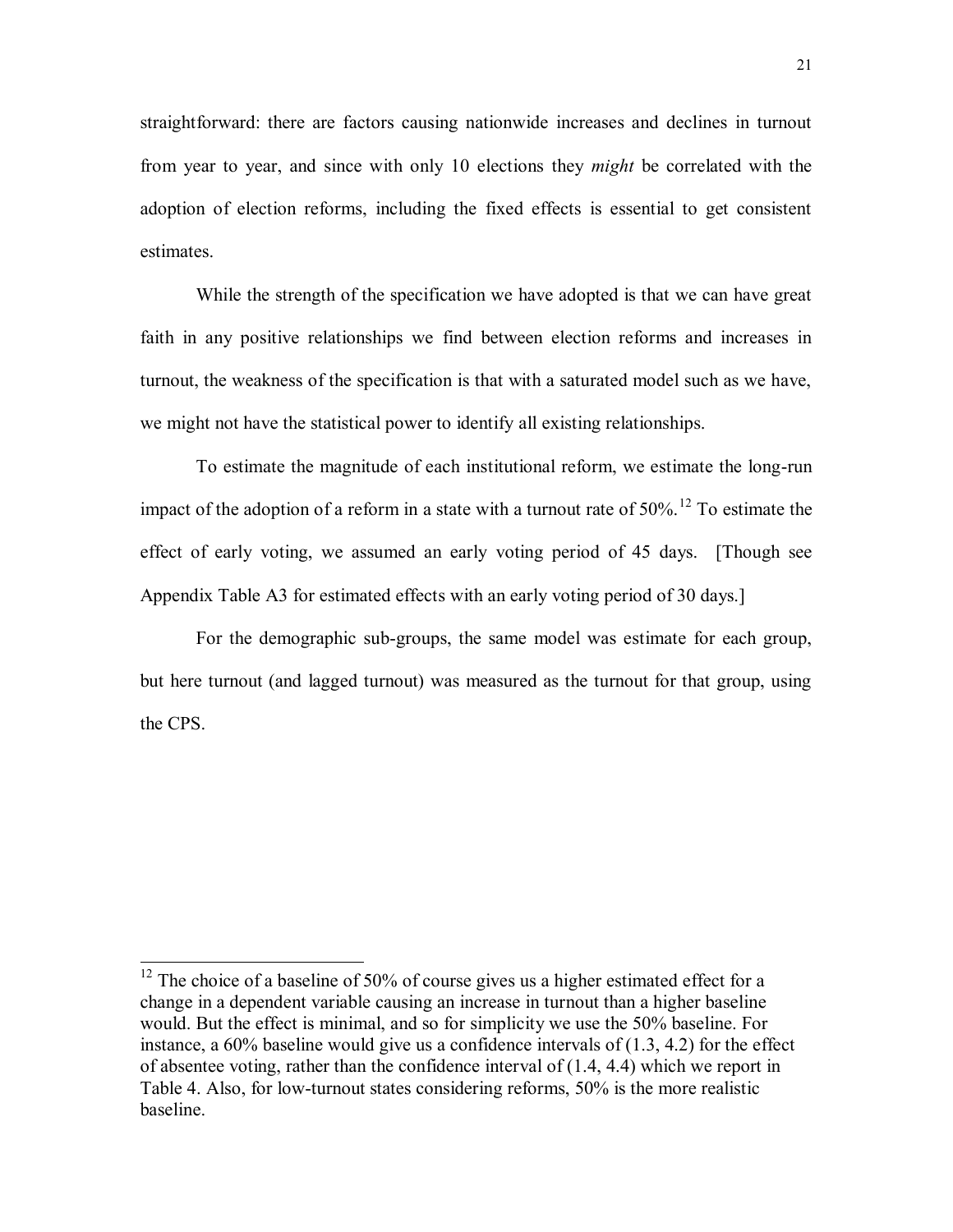straightforward: there are factors causing nationwide increases and declines in turnout from year to year, and since with only 10 elections they *might* be correlated with the adoption of election reforms, including the fixed effects is essential to get consistent estimates.

While the strength of the specification we have adopted is that we can have great faith in any positive relationships we find between election reforms and increases in turnout, the weakness of the specification is that with a saturated model such as we have, we might not have the statistical power to identify all existing relationships.

To estimate the magnitude of each institutional reform, we estimate the long-run impact of the adoption of a reform in a state with a turnout rate of 50%.[12] To estimate the effect of early voting, we assumed an early voting period of 45 days. [Though see Appendix Table A3 for estimated effects with an early voting period of 30 days.]

For the demographic sub-groups, the same model was estimate for each group, but here turnout (and lagged turnout) was measured as the turnout for that group, using the CPS.

---

[12] The choice of a baseline of 50% of course gives us a higher estimated effect for a change in a dependent variable causing an increase in turnout than a higher baseline would. But the effect is minimal, and so for simplicity we use the 50% baseline. For instance, a 60% baseline would give us a confidence intervals of (1.3, 4.2) for the effect of absentee voting, rather than the confidence interval of (1.4, 4.4) which we report in Table 4. Also, for low-turnout states considering reforms, 50% is the more realistic baseline.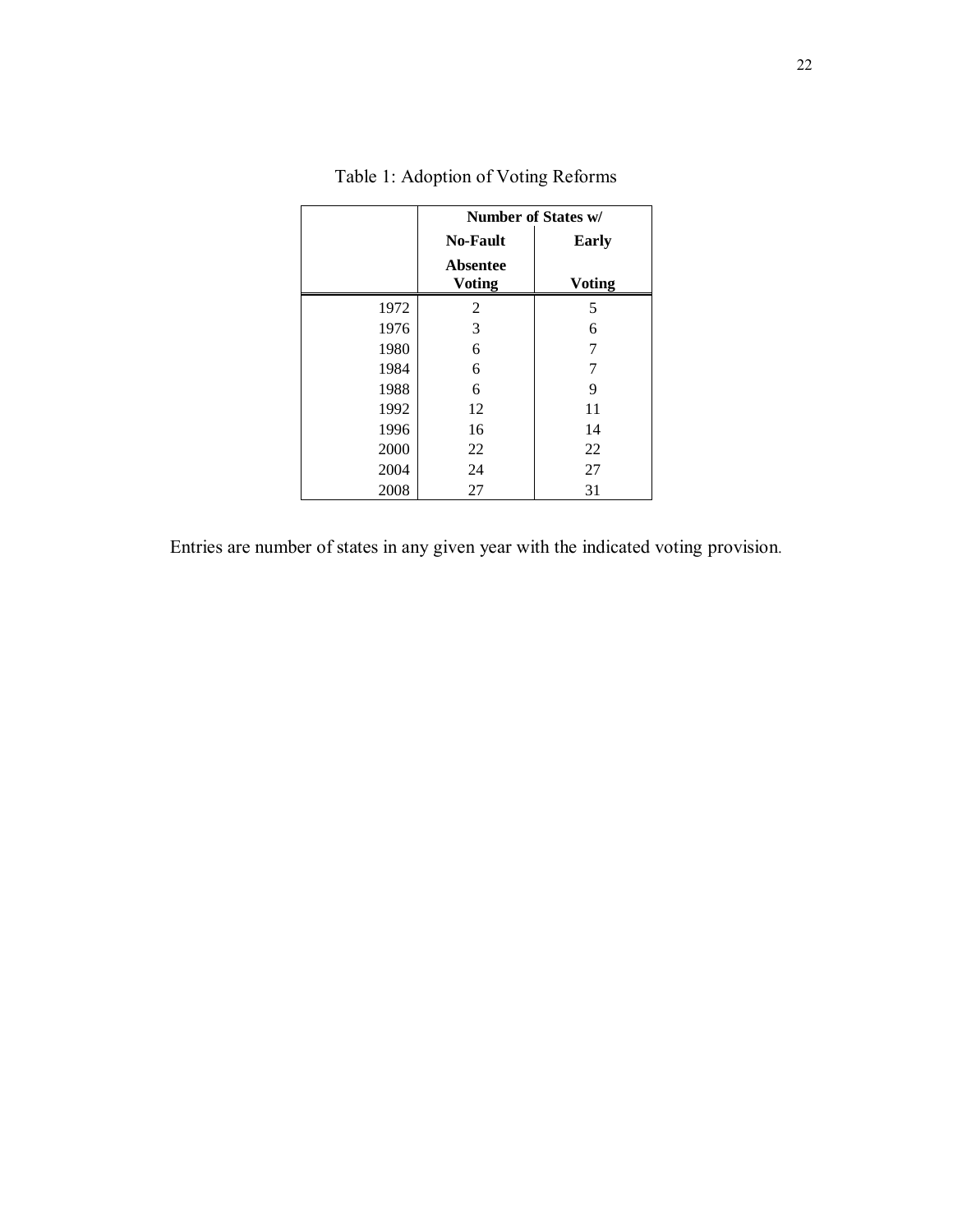Table 1: Adoption of Voting Reforms

| | Number of States w/ | |
|---|---|---|
| | **No-Fault Absentee Voting** | **Early Voting** |
| 1972 | 2 | 5 |
| 1976 | 3 | 6 |
| 1980 | 6 | 7 |
| 1984 | 6 | 7 |
| 1988 | 6 | 9 |
| 1992 | 12 | 11 |
| 1996 | 16 | 14 |
| 2000 | 22 | 22 |
| 2004 | 24 | 27 |
| 2008 | 27 | 31 |

Entries are number of states in any given year with the indicated voting provision.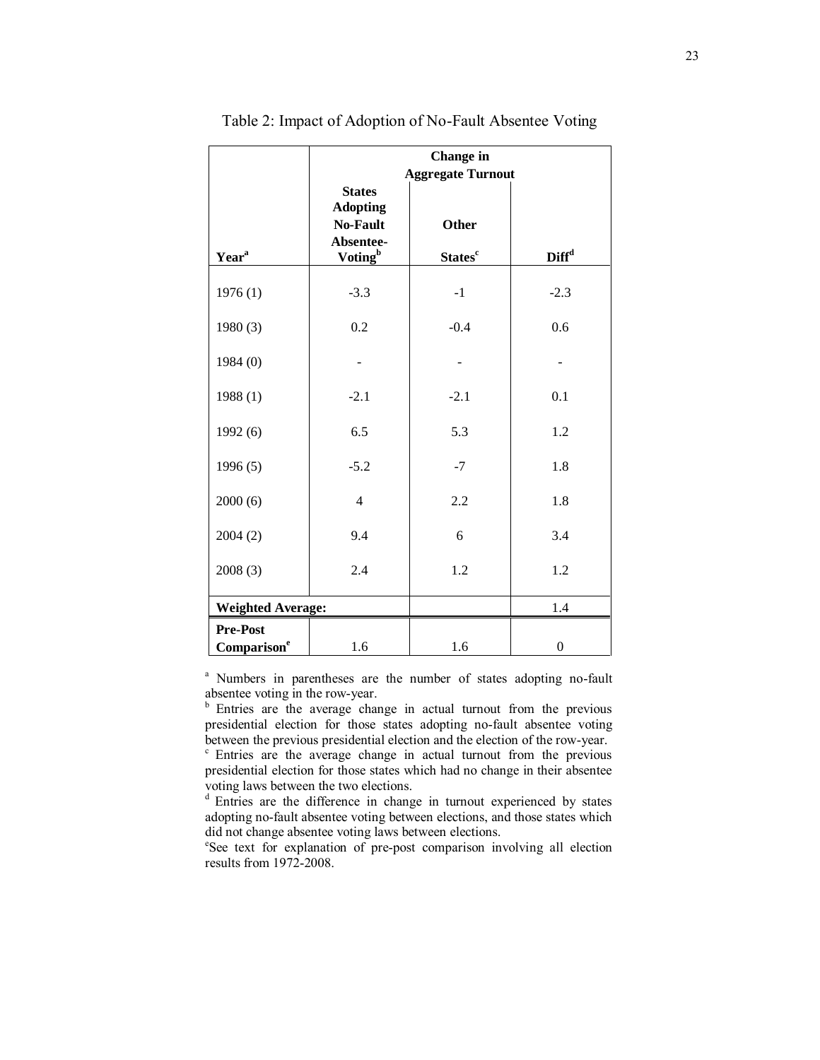Table 2: Impact of Adoption of No-Fault Absentee Voting

| | Change in Aggregate Turnout | | |
|---|---|---|---|
| Year[a] | States Adopting No-Fault Absentee-Voting[b] | Other States[c] | Diff[d] |
| 1976 (1) | -3.3 | -1 | -2.3 |
| 1980 (3) | 0.2 | -0.4 | 0.6 |
| 1984 (0) | - | - | - |
| 1988 (1) | -2.1 | -2.1 | 0.1 |
| 1992 (6) | 6.5 | 5.3 | 1.2 |
| 1996 (5) | -5.2 | -7 | 1.8 |
| 2000 (6) | 4 | 2.2 | 1.8 |
| 2004 (2) | 9.4 | 6 | 3.4 |
| 2008 (3) | 2.4 | 1.2 | 1.2 |
| **Weighted Average:** | | | 1.4 |
| **Pre-Post Comparison**[e] | 1.6 | 1.6 | 0 |

[a] Numbers in parentheses are the number of states adopting no-fault absentee voting in the row-year.
[b] Entries are the average change in actual turnout from the previous presidential election for those states adopting no-fault absentee voting between the previous presidential election and the election of the row-year.
[c] Entries are the average change in actual turnout from the previous presidential election for those states which had no change in their absentee voting laws between the two elections.
[d] Entries are the difference in change in turnout experienced by states adopting no-fault absentee voting between elections, and those states which did not change absentee voting laws between elections.
[e]See text for explanation of pre-post comparison involving all election results from 1972-2008.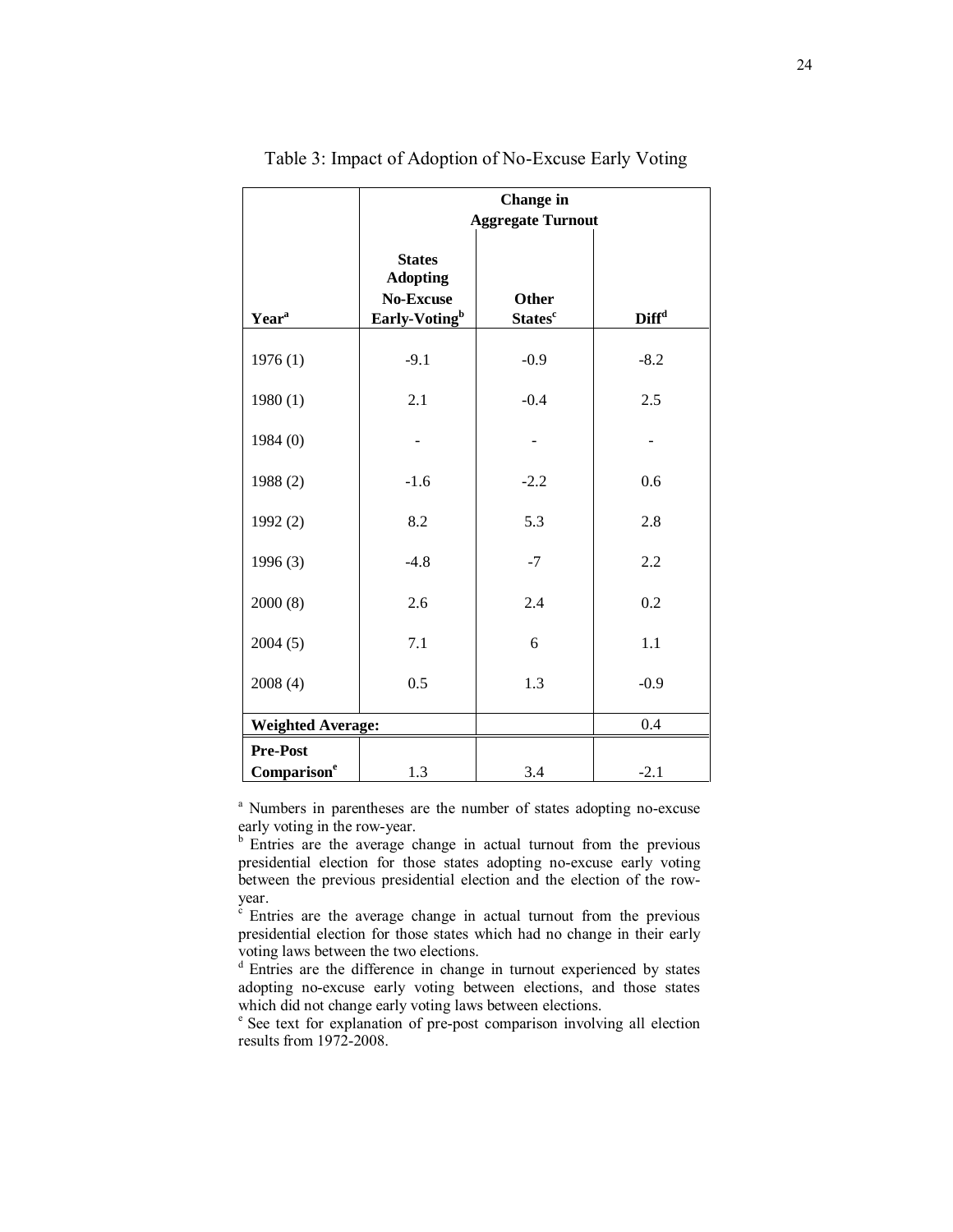Table 3: Impact of Adoption of No-Excuse Early Voting

| | Change in Aggregate Turnout | | |
|---|---|---|---|
| Year[a] | States Adopting No-Excuse Early-Voting[b] | Other States[c] | Diff[d] |
| 1976 (1) | -9.1 | -0.9 | -8.2 |
| 1980 (1) | 2.1 | -0.4 | 2.5 |
| 1984 (0) | - | - | - |
| 1988 (2) | -1.6 | -2.2 | 0.6 |
| 1992 (2) | 8.2 | 5.3 | 2.8 |
| 1996 (3) | -4.8 | -7 | 2.2 |
| 2000 (8) | 2.6 | 2.4 | 0.2 |
| 2004 (5) | 7.1 | 6 | 1.1 |
| 2008 (4) | 0.5 | 1.3 | -0.9 |
| **Weighted Average:** | | | 0.4 |
| **Pre-Post Comparison[e]** | 1.3 | 3.4 | -2.1 |

[a] Numbers in parentheses are the number of states adopting no-excuse early voting in the row-year.

[b] Entries are the average change in actual turnout from the previous presidential election for those states adopting no-excuse early voting between the previous presidential election and the election of the row-year.

[c] Entries are the average change in actual turnout from the previous presidential election for those states which had no change in their early voting laws between the two elections.

[d] Entries are the difference in change in turnout experienced by states adopting no-excuse early voting between elections, and those states which did not change early voting laws between elections.

[e] See text for explanation of pre-post comparison involving all election results from 1972-2008.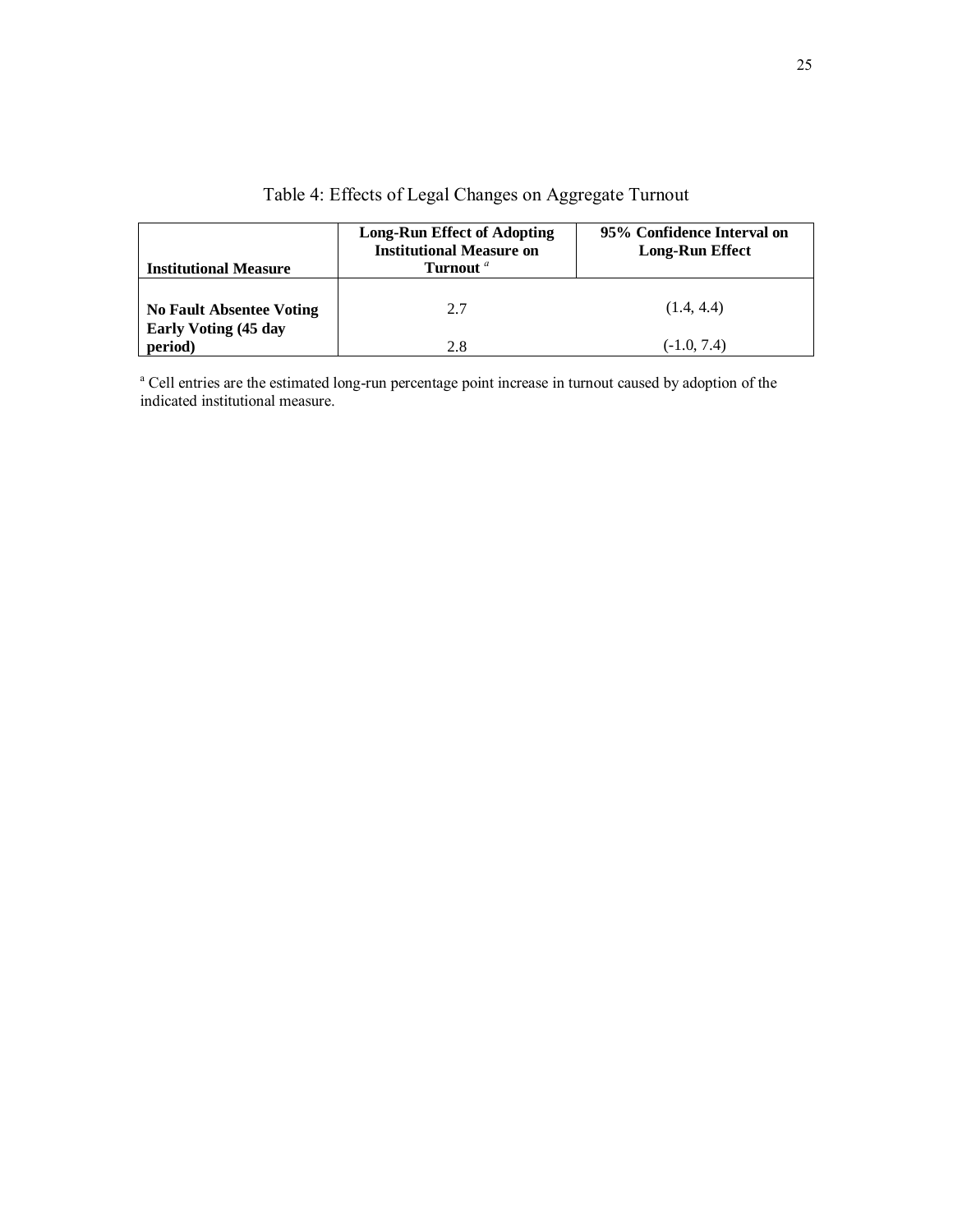Table 4: Effects of Legal Changes on Aggregate Turnout

| Institutional Measure | Long-Run Effect of Adopting Institutional Measure on Turnout [a] | 95% Confidence Interval on Long-Run Effect |
|---|---|---|
| **No Fault Absentee Voting** | 2.7 | (1.4, 4.4) |
| **Early Voting (45 day period)** | 2.8 | (-1.0, 7.4) |

[a] Cell entries are the estimated long-run percentage point increase in turnout caused by adoption of the indicated institutional measure.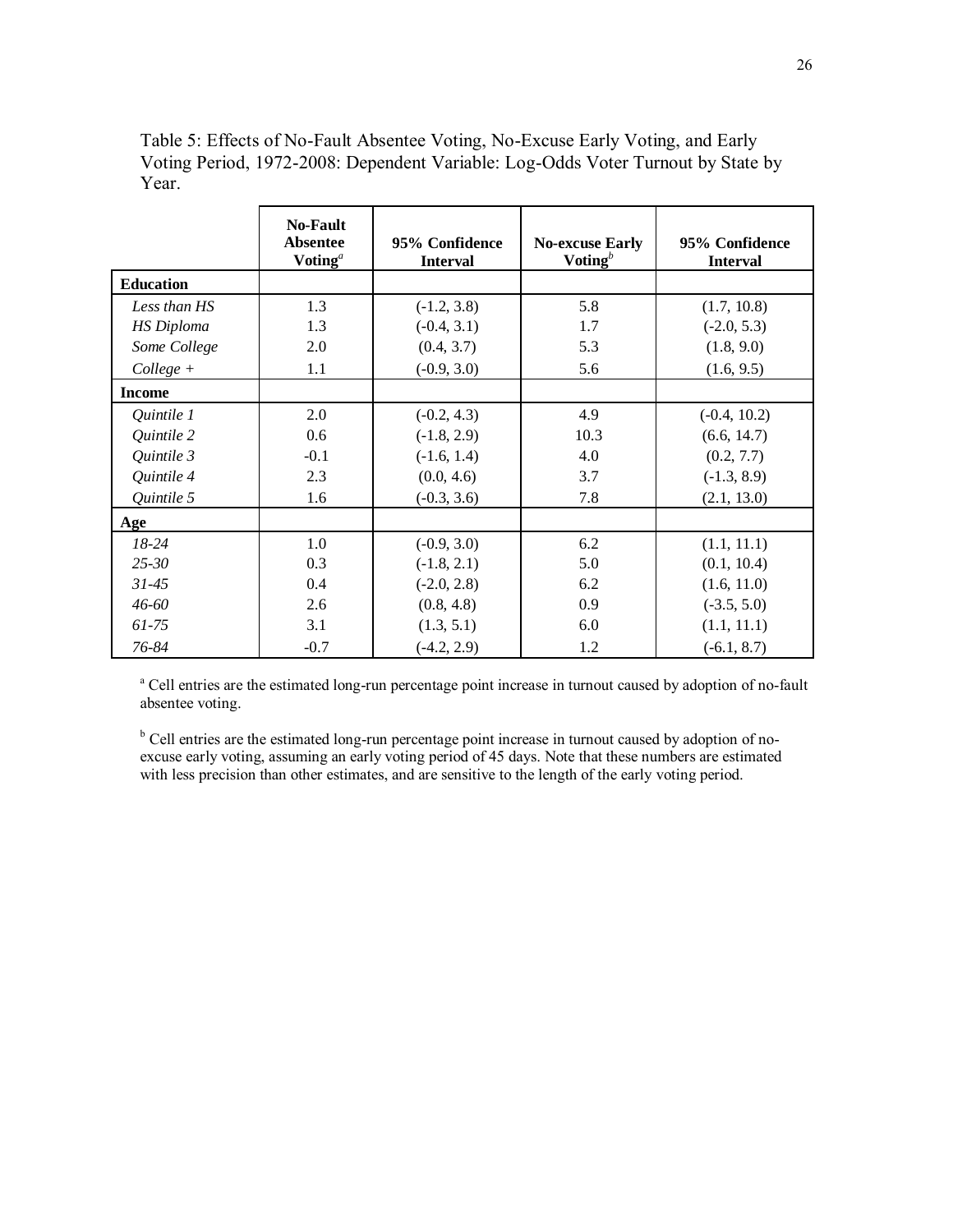Table 5: Effects of No-Fault Absentee Voting, No-Excuse Early Voting, and Early Voting Period, 1972-2008: Dependent Variable: Log-Odds Voter Turnout by State by Year.

| | **No-Fault Absentee Voting**[a] | **95% Confidence Interval** | **No-excuse Early Voting**[b] | **95% Confidence Interval** |
|---|---|---|---|---|
| **Education** | | | | |
| *Less than HS* | 1.3 | (-1.2, 3.8) | 5.8 | (1.7, 10.8) |
| *HS Diploma* | 1.3 | (-0.4, 3.1) | 1.7 | (-2.0, 5.3) |
| *Some College* | 2.0 | (0.4, 3.7) | 5.3 | (1.8, 9.0) |
| *College +* | 1.1 | (-0.9, 3.0) | 5.6 | (1.6, 9.5) |
| **Income** | | | | |
| *Quintile 1* | 2.0 | (-0.2, 4.3) | 4.9 | (-0.4, 10.2) |
| *Quintile 2* | 0.6 | (-1.8, 2.9) | 10.3 | (6.6, 14.7) |
| *Quintile 3* | -0.1 | (-1.6, 1.4) | 4.0 | (0.2, 7.7) |
| *Quintile 4* | 2.3 | (0.0, 4.6) | 3.7 | (-1.3, 8.9) |
| *Quintile 5* | 1.6 | (-0.3, 3.6) | 7.8 | (2.1, 13.0) |
| **Age** | | | | |
| *18-24* | 1.0 | (-0.9, 3.0) | 6.2 | (1.1, 11.1) |
| *25-30* | 0.3 | (-1.8, 2.1) | 5.0 | (0.1, 10.4) |
| *31-45* | 0.4 | (-2.0, 2.8) | 6.2 | (1.6, 11.0) |
| *46-60* | 2.6 | (0.8, 4.8) | 0.9 | (-3.5, 5.0) |
| *61-75* | 3.1 | (1.3, 5.1) | 6.0 | (1.1, 11.1) |
| *76-84* | -0.7 | (-4.2, 2.9) | 1.2 | (-6.1, 8.7) |

[a] Cell entries are the estimated long-run percentage point increase in turnout caused by adoption of no-fault absentee voting.

[b] Cell entries are the estimated long-run percentage point increase in turnout caused by adoption of no-excuse early voting, assuming an early voting period of 45 days. Note that these numbers are estimated with less precision than other estimates, and are sensitive to the length of the early voting period.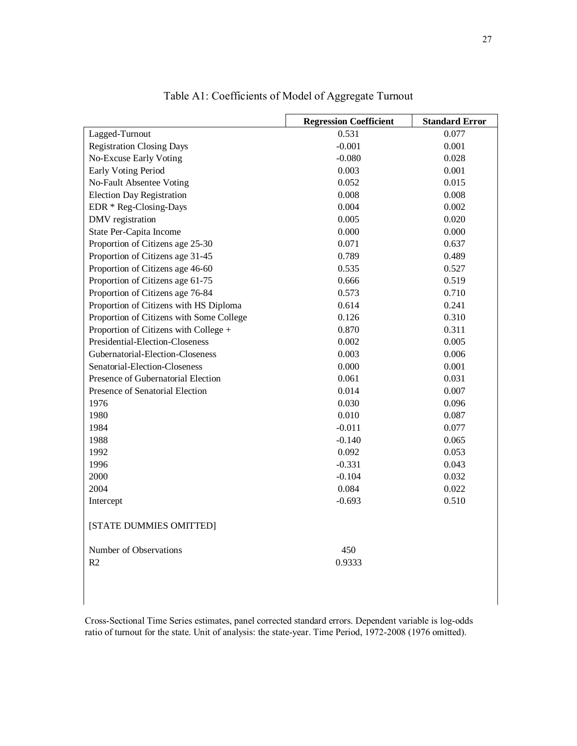Table A1: Coefficients of Model of Aggregate Turnout

| | Regression Coefficient | Standard Error |
|---|---|---|
| Lagged-Turnout | 0.531 | 0.077 |
| Registration Closing Days | -0.001 | 0.001 |
| No-Excuse Early Voting | -0.080 | 0.028 |
| Early Voting Period | 0.003 | 0.001 |
| No-Fault Absentee Voting | 0.052 | 0.015 |
| Election Day Registration | 0.008 | 0.008 |
| EDR * Reg-Closing-Days | 0.004 | 0.002 |
| DMV registration | 0.005 | 0.020 |
| State Per-Capita Income | 0.000 | 0.000 |
| Proportion of Citizens age 25-30 | 0.071 | 0.637 |
| Proportion of Citizens age 31-45 | 0.789 | 0.489 |
| Proportion of Citizens age 46-60 | 0.535 | 0.527 |
| Proportion of Citizens age 61-75 | 0.666 | 0.519 |
| Proportion of Citizens age 76-84 | 0.573 | 0.710 |
| Proportion of Citizens with HS Diploma | 0.614 | 0.241 |
| Proportion of Citizens with Some College | 0.126 | 0.310 |
| Proportion of Citizens with College + | 0.870 | 0.311 |
| Presidential-Election-Closeness | 0.002 | 0.005 |
| Gubernatorial-Election-Closeness | 0.003 | 0.006 |
| Senatorial-Election-Closeness | 0.000 | 0.001 |
| Presence of Gubernatorial Election | 0.061 | 0.031 |
| Presence of Senatorial Election | 0.014 | 0.007 |
| 1976 | 0.030 | 0.096 |
| 1980 | 0.010 | 0.087 |
| 1984 | -0.011 | 0.077 |
| 1988 | -0.140 | 0.065 |
| 1992 | 0.092 | 0.053 |
| 1996 | -0.331 | 0.043 |
| 2000 | -0.104 | 0.032 |
| 2004 | 0.084 | 0.022 |
| Intercept | -0.693 | 0.510 |
| [STATE DUMMIES OMITTED] | | |
| Number of Observations | 450 | |
| R2 | 0.9333 | |

Cross-Sectional Time Series estimates, panel corrected standard errors. Dependent variable is log-odds ratio of turnout for the state. Unit of analysis: the state-year. Time Period, 1972-2008 (1976 omitted).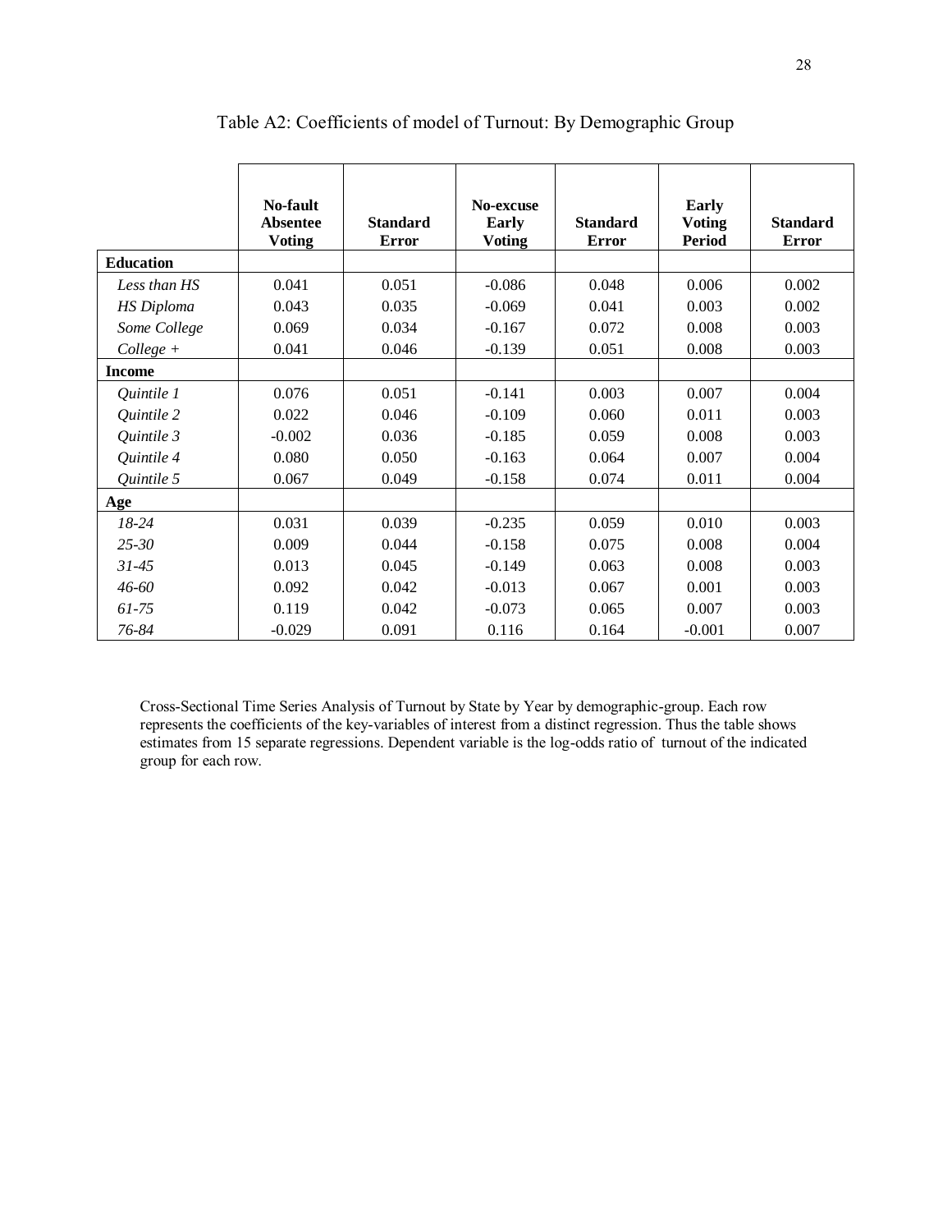Table A2: Coefficients of model of Turnout: By Demographic Group

| | No-fault Absentee Voting | Standard Error | No-excuse Early Voting | Standard Error | Early Voting Period | Standard Error |
|---|---|---|---|---|---|---|
| **Education** | | | | | | |
| *Less than HS* | 0.041 | 0.051 | -0.086 | 0.048 | 0.006 | 0.002 |
| *HS Diploma* | 0.043 | 0.035 | -0.069 | 0.041 | 0.003 | 0.002 |
| *Some College* | 0.069 | 0.034 | -0.167 | 0.072 | 0.008 | 0.003 |
| *College +* | 0.041 | 0.046 | -0.139 | 0.051 | 0.008 | 0.003 |
| **Income** | | | | | | |
| *Quintile 1* | 0.076 | 0.051 | -0.141 | 0.003 | 0.007 | 0.004 |
| *Quintile 2* | 0.022 | 0.046 | -0.109 | 0.060 | 0.011 | 0.003 |
| *Quintile 3* | -0.002 | 0.036 | -0.185 | 0.059 | 0.008 | 0.003 |
| *Quintile 4* | 0.080 | 0.050 | -0.163 | 0.064 | 0.007 | 0.004 |
| *Quintile 5* | 0.067 | 0.049 | -0.158 | 0.074 | 0.011 | 0.004 |
| **Age** | | | | | | |
| *18-24* | 0.031 | 0.039 | -0.235 | 0.059 | 0.010 | 0.003 |
| *25-30* | 0.009 | 0.044 | -0.158 | 0.075 | 0.008 | 0.004 |
| *31-45* | 0.013 | 0.045 | -0.149 | 0.063 | 0.008 | 0.003 |
| *46-60* | 0.092 | 0.042 | -0.013 | 0.067 | 0.001 | 0.003 |
| *61-75* | 0.119 | 0.042 | -0.073 | 0.065 | 0.007 | 0.003 |
| *76-84* | -0.029 | 0.091 | 0.116 | 0.164 | -0.001 | 0.007 |

Cross-Sectional Time Series Analysis of Turnout by State by Year by demographic-group. Each row represents the coefficients of the key-variables of interest from a distinct regression. Thus the table shows estimates from 15 separate regressions. Dependent variable is the log-odds ratio of turnout of the indicated group for each row.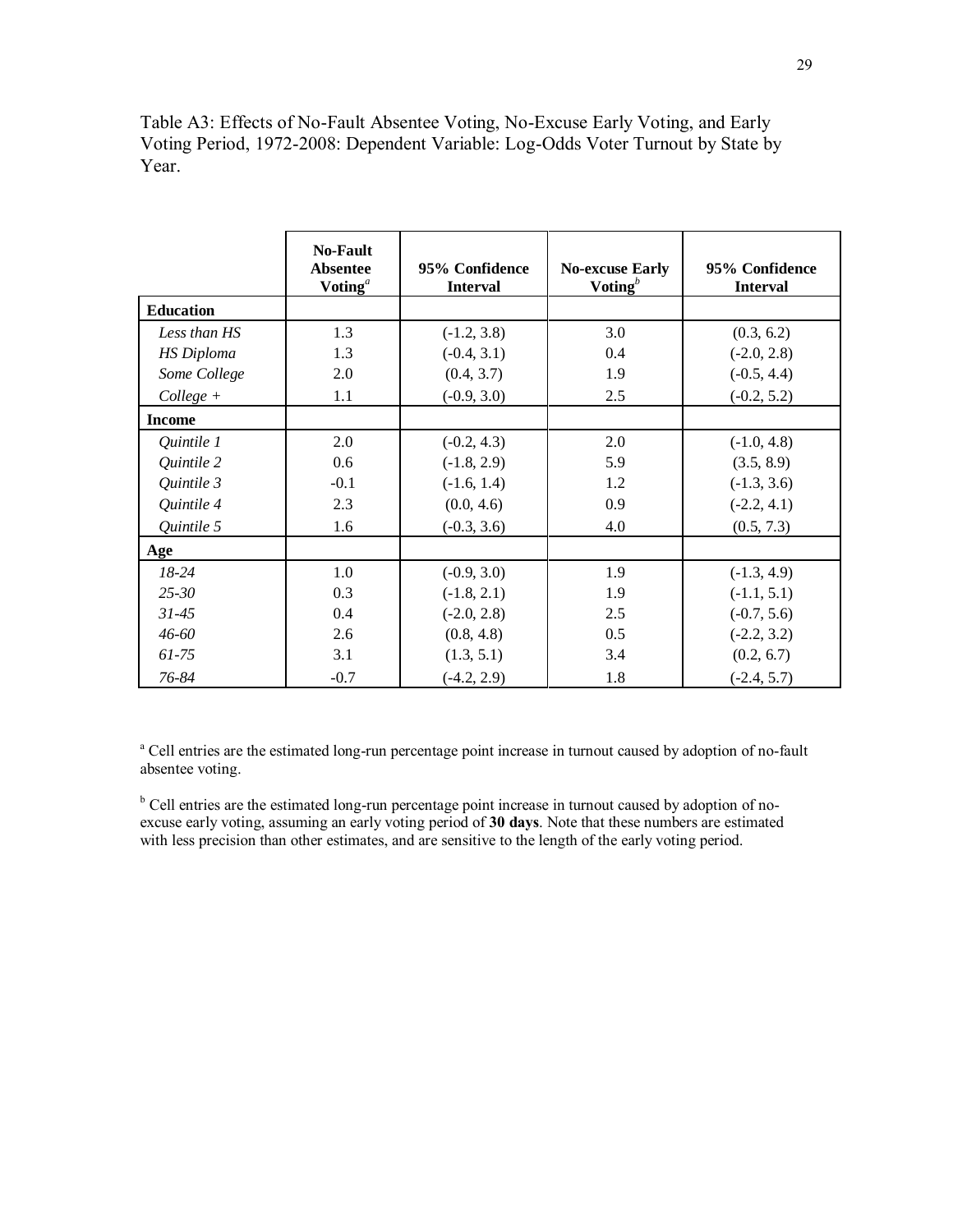Table A3: Effects of No-Fault Absentee Voting, No-Excuse Early Voting, and Early Voting Period, 1972-2008: Dependent Variable: Log-Odds Voter Turnout by State by Year.

| | **No-Fault Absentee Voting**[a] | **95% Confidence Interval** | **No-excuse Early Voting**[b] | **95% Confidence Interval** |
|---|---|---|---|---|
| **Education** | | | | |
| *Less than HS* | 1.3 | (-1.2, 3.8) | 3.0 | (0.3, 6.2) |
| *HS Diploma* | 1.3 | (-0.4, 3.1) | 0.4 | (-2.0, 2.8) |
| *Some College* | 2.0 | (0.4, 3.7) | 1.9 | (-0.5, 4.4) |
| *College +* | 1.1 | (-0.9, 3.0) | 2.5 | (-0.2, 5.2) |
| **Income** | | | | |
| *Quintile 1* | 2.0 | (-0.2, 4.3) | 2.0 | (-1.0, 4.8) |
| *Quintile 2* | 0.6 | (-1.8, 2.9) | 5.9 | (3.5, 8.9) |
| *Quintile 3* | -0.1 | (-1.6, 1.4) | 1.2 | (-1.3, 3.6) |
| *Quintile 4* | 2.3 | (0.0, 4.6) | 0.9 | (-2.2, 4.1) |
| *Quintile 5* | 1.6 | (-0.3, 3.6) | 4.0 | (0.5, 7.3) |
| **Age** | | | | |
| *18-24* | 1.0 | (-0.9, 3.0) | 1.9 | (-1.3, 4.9) |
| *25-30* | 0.3 | (-1.8, 2.1) | 1.9 | (-1.1, 5.1) |
| *31-45* | 0.4 | (-2.0, 2.8) | 2.5 | (-0.7, 5.6) |
| *46-60* | 2.6 | (0.8, 4.8) | 0.5 | (-2.2, 3.2) |
| *61-75* | 3.1 | (1.3, 5.1) | 3.4 | (0.2, 6.7) |
| *76-84* | -0.7 | (-4.2, 2.9) | 1.8 | (-2.4, 5.7) |

[a] Cell entries are the estimated long-run percentage point increase in turnout caused by adoption of no-fault absentee voting.

[b] Cell entries are the estimated long-run percentage point increase in turnout caused by adoption of no-excuse early voting, assuming an early voting period of **30 days**. Note that these numbers are estimated with less precision than other estimates, and are sensitive to the length of the early voting period.